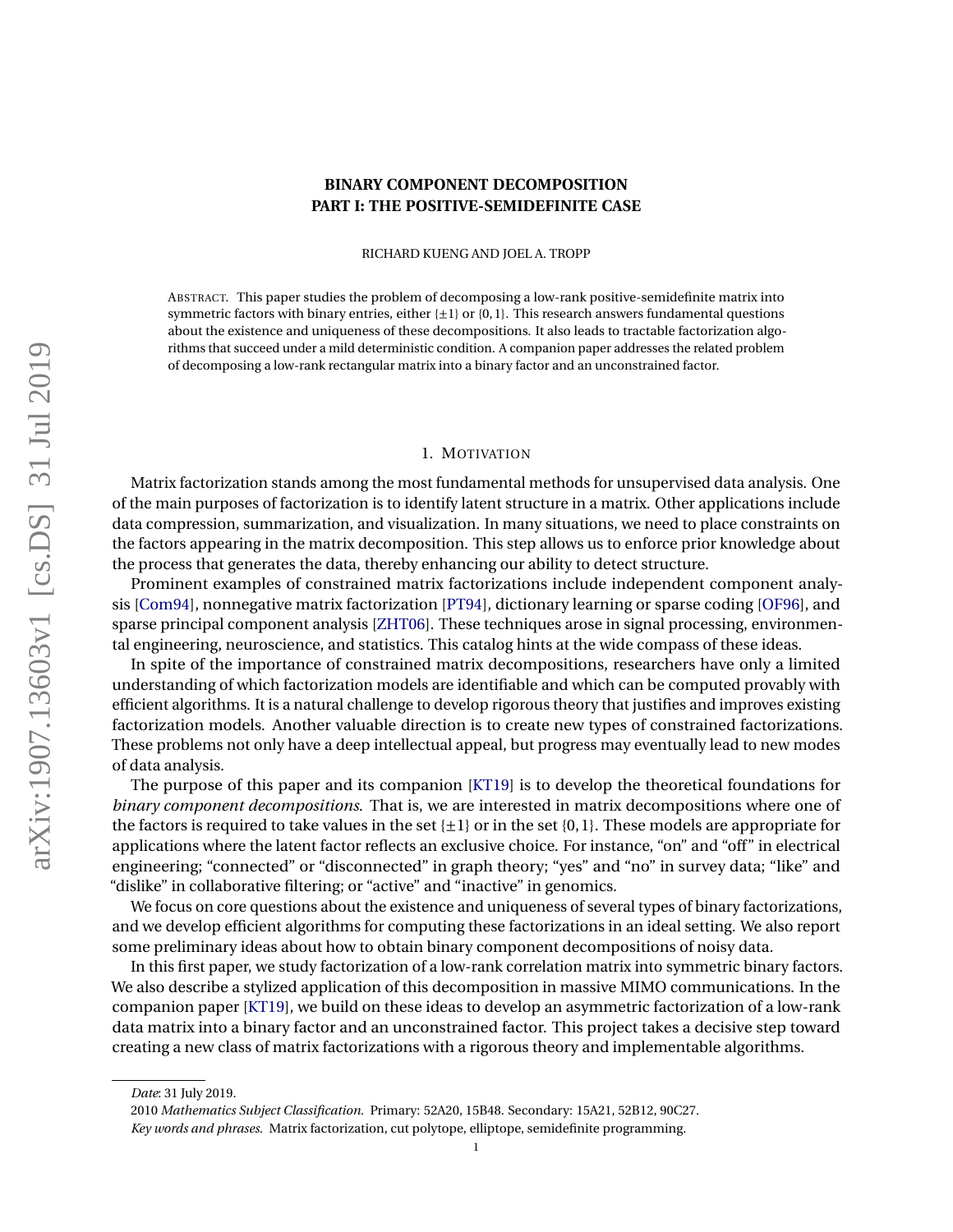# BINARY COMPONENT DECOMPOSITION
## PART I: THE POSITIVE-SEMIDEFINITE CASE

RICHARD KUENG AND JOEL A. TROPP

ABSTRACT. This paper studies the problem of decomposing a low-rank positive-semidefinite matrix into symmetric factors with binary entries, either $\{\pm 1\}$ or $\{0,1\}$. This research answers fundamental questions about the existence and uniqueness of these decompositions. It also leads to tractable factorization algorithms that succeed under a mild deterministic condition. A companion paper addresses the related problem of decomposing a low-rank rectangular matrix into a binary factor and an unconstrained factor.

## 1. MOTIVATION

Matrix factorization stands among the most fundamental methods for unsupervised data analysis. One of the main purposes of factorization is to identify latent structure in a matrix. Other applications include data compression, summarization, and visualization. In many situations, we need to place constraints on the factors appearing in the matrix decomposition. This step allows us to enforce prior knowledge about the process that generates the data, thereby enhancing our ability to detect structure.

Prominent examples of constrained matrix factorizations include independent component analysis [Com94], nonnegative matrix factorization [PT94], dictionary learning or sparse coding [OF96], and sparse principal component analysis [ZHT06]. These techniques arose in signal processing, environmental engineering, neuroscience, and statistics. This catalog hints at the wide compass of these ideas.

In spite of the importance of constrained matrix decompositions, researchers have only a limited understanding of which factorization models are identifiable and which can be computed provably with efficient algorithms. It is a natural challenge to develop rigorous theory that justifies and improves existing factorization models. Another valuable direction is to create new types of constrained factorizations. These problems not only have a deep intellectual appeal, but progress may eventually lead to new modes of data analysis.

The purpose of this paper and its companion [KT19] is to develop the theoretical foundations for *binary component decompositions*. That is, we are interested in matrix decompositions where one of the factors is required to take values in the set $\{\pm 1\}$ or in the set $\{0,1\}$. These models are appropriate for applications where the latent factor reflects an exclusive choice. For instance, "on" and "off" in electrical engineering; "connected" or "disconnected" in graph theory; "yes" and "no" in survey data; "like" and "dislike" in collaborative filtering; or "active" and "inactive" in genomics.

We focus on core questions about the existence and uniqueness of several types of binary factorizations, and we develop efficient algorithms for computing these factorizations in an ideal setting. We also report some preliminary ideas about how to obtain binary component decompositions of noisy data.

In this first paper, we study factorization of a low-rank correlation matrix into symmetric binary factors. We also describe a stylized application of this decomposition in massive MIMO communications. In the companion paper [KT19], we build on these ideas to develop an asymmetric factorization of a low-rank data matrix into a binary factor and an unconstrained factor. This project takes a decisive step toward creating a new class of matrix factorizations with a rigorous theory and implementable algorithms.

---

*Date*: 31 July 2019.

2010 *Mathematics Subject Classification.* Primary: 52A20, 15B48. Secondary: 15A21, 52B12, 90C27.

*Key words and phrases.* Matrix factorization, cut polytope, elliptope, semidefinite programming.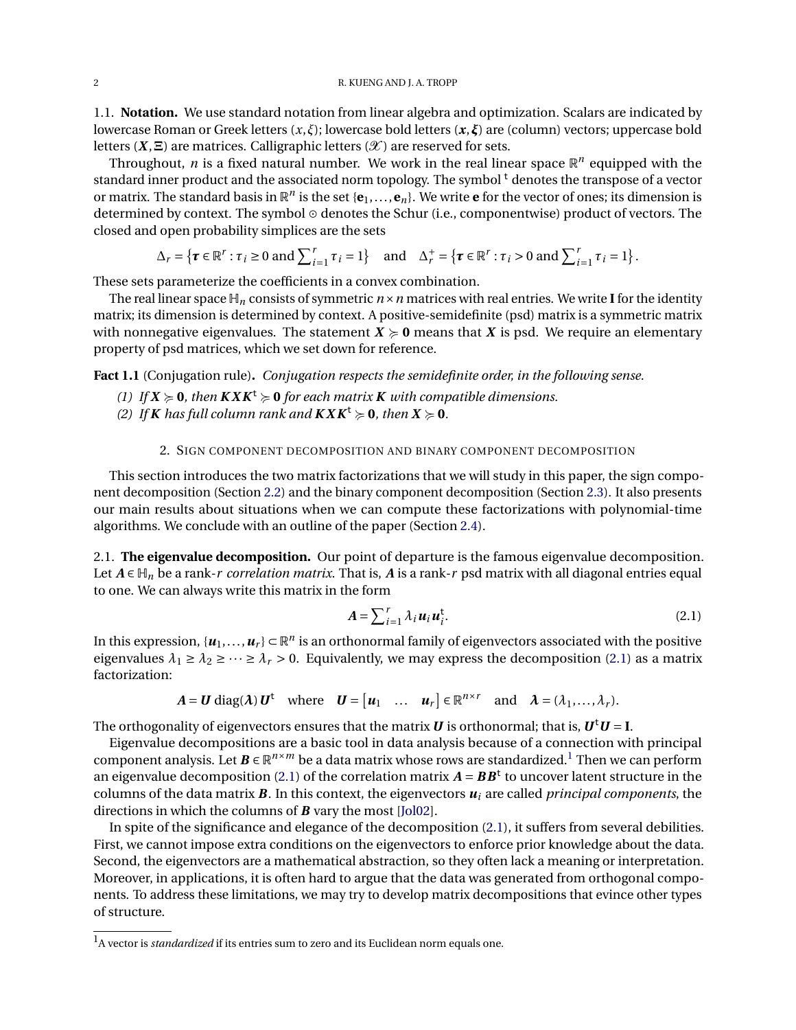### 1.1. **Notation.**

We use standard notation from linear algebra and optimization. Scalars are indicated by lowercase Roman or Greek letters ($x, \xi$); lowercase bold letters ($\boldsymbol{x}, \boldsymbol{\xi}$) are (column) vectors; uppercase bold letters ($\boldsymbol{X}, \boldsymbol{\Xi}$) are matrices. Calligraphic letters ($\mathscr{X}$) are reserved for sets.

Throughout, $n$ is a fixed natural number. We work in the real linear space $\mathbb{R}^n$ equipped with the standard inner product and the associated norm topology. The symbol $^{\mathrm{t}}$ denotes the transpose of a vector or matrix. The standard basis in $\mathbb{R}^n$ is the set $\{\mathbf{e}_1, \dots, \mathbf{e}_n\}$. We write $\mathbf{e}$ for the vector of ones; its dimension is determined by context. The symbol $\odot$ denotes the Schur (i.e., componentwise) product of vectors. The closed and open probability simplices are the sets

$$\Delta_r = \left\{\boldsymbol{\tau} \in \mathbb{R}^r : \tau_i \geq 0 \text{ and } \textstyle\sum_{i=1}^r \tau_i = 1\right\} \quad \text{and} \quad \Delta_r^+ = \left\{\boldsymbol{\tau} \in \mathbb{R}^r : \tau_i > 0 \text{ and } \textstyle\sum_{i=1}^r \tau_i = 1\right\}.$$

These sets parameterize the coefficients in a convex combination.

The real linear space $\mathbb{H}_n$ consists of symmetric $n \times n$ matrices with real entries. We write $\mathbf{I}$ for the identity matrix; its dimension is determined by context. A positive-semidefinite (psd) matrix is a symmetric matrix with nonnegative eigenvalues. The statement $\boldsymbol{X} \succcurlyeq \mathbf{0}$ means that $\boldsymbol{X}$ is psd. We require an elementary property of psd matrices, which we set down for reference.

**Fact 1.1** (Conjugation rule)**.** *Conjugation respects the semidefinite order, in the following sense.*

*(1) If $\boldsymbol{X} \succcurlyeq \mathbf{0}$, then $\boldsymbol{K}\boldsymbol{X}\boldsymbol{K}^{\mathrm{t}} \succcurlyeq \mathbf{0}$ for each matrix $\boldsymbol{K}$ with compatible dimensions.*
*(2) If $\boldsymbol{K}$ has full column rank and $\boldsymbol{K}\boldsymbol{X}\boldsymbol{K}^{\mathrm{t}} \succcurlyeq \mathbf{0}$, then $\boldsymbol{X} \succcurlyeq \mathbf{0}$.*

## 2. Sign component decomposition and binary component decomposition

This section introduces the two matrix factorizations that we will study in this paper, the sign component decomposition (Section 2.2) and the binary component decomposition (Section 2.3). It also presents our main results about situations when we can compute these factorizations with polynomial-time algorithms. We conclude with an outline of the paper (Section 2.4).

### 2.1. **The eigenvalue decomposition.**

Our point of departure is the famous eigenvalue decomposition. Let $\boldsymbol{A} \in \mathbb{H}_n$ be a rank-$r$ *correlation matrix*. That is, $\boldsymbol{A}$ is a rank-$r$ psd matrix with all diagonal entries equal to one. We can always write this matrix in the form

$$\boldsymbol{A} = \textstyle\sum_{i=1}^r \lambda_i \boldsymbol{u}_i \boldsymbol{u}_i^{\mathrm{t}}. \tag{2.1}$$

In this expression, $\{\boldsymbol{u}_1, \dots, \boldsymbol{u}_r\} \subset \mathbb{R}^n$ is an orthonormal family of eigenvectors associated with the positive eigenvalues $\lambda_1 \geq \lambda_2 \geq \dots \geq \lambda_r > 0$. Equivalently, we may express the decomposition (2.1) as a matrix factorization:

$$\boldsymbol{A} = \boldsymbol{U} \operatorname{diag}(\boldsymbol{\lambda}) \boldsymbol{U}^{\mathrm{t}} \quad \text{where} \quad \boldsymbol{U} = \begin{bmatrix} \boldsymbol{u}_1 & \dots & \boldsymbol{u}_r \end{bmatrix} \in \mathbb{R}^{n \times r} \quad \text{and} \quad \boldsymbol{\lambda} = (\lambda_1, \dots, \lambda_r).$$

The orthogonality of eigenvectors ensures that the matrix $\boldsymbol{U}$ is orthonormal; that is, $\boldsymbol{U}^{\mathrm{t}}\boldsymbol{U} = \mathbf{I}$.

Eigenvalue decompositions are a basic tool in data analysis because of a connection with principal component analysis. Let $\boldsymbol{B} \in \mathbb{R}^{n \times m}$ be a data matrix whose rows are standardized.[1] Then we can perform an eigenvalue decomposition (2.1) of the correlation matrix $\boldsymbol{A} = \boldsymbol{B}\boldsymbol{B}^{\mathrm{t}}$ to uncover latent structure in the columns of the data matrix $\boldsymbol{B}$. In this context, the eigenvectors $\boldsymbol{u}_i$ are called *principal components*, the directions in which the columns of $\boldsymbol{B}$ vary the most [Jol02].

In spite of the significance and elegance of the decomposition (2.1), it suffers from several debilities. First, we cannot impose extra conditions on the eigenvectors to enforce prior knowledge about the data. Second, the eigenvectors are a mathematical abstraction, so they often lack a meaning or interpretation. Moreover, in applications, it is often hard to argue that the data was generated from orthogonal components. To address these limitations, we may try to develop matrix decompositions that evince other types of structure.

---

[1] A vector is *standardized* if its entries sum to zero and its Euclidean norm equals one.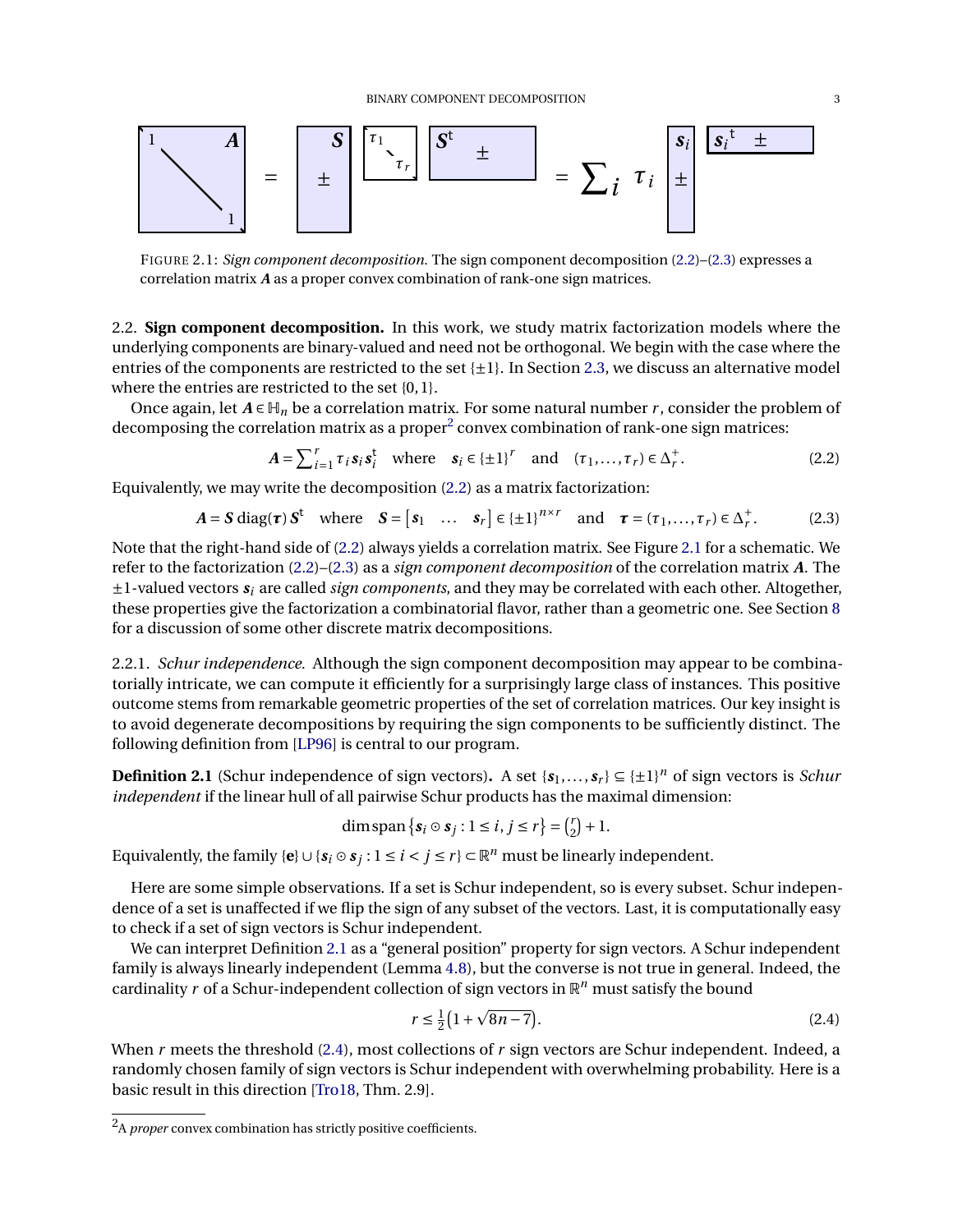FIGURE 2.1: *Sign component decomposition.* The sign component decomposition (2.2)–(2.3) expresses a correlation matrix $\boldsymbol{A}$ as a proper convex combination of rank-one sign matrices.

## 2.2. Sign component decomposition.

In this work, we study matrix factorization models where the underlying components are binary-valued and need not be orthogonal. We begin with the case where the entries of the components are restricted to the set $\{\pm 1\}$. In Section 2.3, we discuss an alternative model where the entries are restricted to the set $\{0, 1\}$.

Once again, let $\boldsymbol{A} \in \mathbb{H}_n$ be a correlation matrix. For some natural number $r$, consider the problem of decomposing the correlation matrix as a proper[2] convex combination of rank-one sign matrices:

$$\boldsymbol{A} = \sum_{i=1}^{r} \tau_i \boldsymbol{s}_i \boldsymbol{s}_i^{\mathsf{t}} \quad \text{where} \quad \boldsymbol{s}_i \in \{\pm 1\}^r \quad \text{and} \quad (\tau_1, \dots, \tau_r) \in \Delta_r^+. \tag{2.2}$$

Equivalently, we may write the decomposition (2.2) as a matrix factorization:

$$\boldsymbol{A} = \boldsymbol{S}\,\operatorname{diag}(\boldsymbol{\tau})\,\boldsymbol{S}^{\mathsf{t}} \quad \text{where} \quad \boldsymbol{S} = \begin{bmatrix} \boldsymbol{s}_1 & \dots & \boldsymbol{s}_r \end{bmatrix} \in \{\pm 1\}^{n \times r} \quad \text{and} \quad \boldsymbol{\tau} = (\tau_1, \dots, \tau_r) \in \Delta_r^+. \tag{2.3}$$

Note that the right-hand side of (2.2) always yields a correlation matrix. See Figure 2.1 for a schematic. We refer to the factorization (2.2)–(2.3) as a *sign component decomposition* of the correlation matrix $\boldsymbol{A}$. The $\pm 1$-valued vectors $\boldsymbol{s}_i$ are called *sign components*, and they may be correlated with each other. Altogether, these properties give the factorization a combinatorial flavor, rather than a geometric one. See Section 8 for a discussion of some other discrete matrix decompositions.

### 2.2.1. *Schur independence.*

Although the sign component decomposition may appear to be combinatorially intricate, we can compute it efficiently for a surprisingly large class of instances. This positive outcome stems from remarkable geometric properties of the set of correlation matrices. Our key insight is to avoid degenerate decompositions by requiring the sign components to be sufficiently distinct. The following definition from [LP96] is central to our program.

**Definition 2.1** (Schur independence of sign vectors)**.** A set $\{\boldsymbol{s}_1, \dots, \boldsymbol{s}_r\} \subseteq \{\pm 1\}^n$ of sign vectors is *Schur independent* if the linear hull of all pairwise Schur products has the maximal dimension:

$$\dim \operatorname{span}\{\boldsymbol{s}_i \odot \boldsymbol{s}_j : 1 \le i, j \le r\} = \binom{r}{2} + 1.$$

Equivalently, the family $\{\mathbf{e}\} \cup \{\boldsymbol{s}_i \odot \boldsymbol{s}_j : 1 \le i < j \le r\} \subset \mathbb{R}^n$ must be linearly independent.

Here are some simple observations. If a set is Schur independent, so is every subset. Schur independence of a set is unaffected if we flip the sign of any subset of the vectors. Last, it is computationally easy to check if a set of sign vectors is Schur independent.

We can interpret Definition 2.1 as a "general position" property for sign vectors. A Schur independent family is always linearly independent (Lemma 4.8), but the converse is not true in general. Indeed, the cardinality $r$ of a Schur-independent collection of sign vectors in $\mathbb{R}^n$ must satisfy the bound

$$r \le \tfrac{1}{2}\left(1 + \sqrt{8n - 7}\right). \tag{2.4}$$

When $r$ meets the threshold (2.4), most collections of $r$ sign vectors are Schur independent. Indeed, a randomly chosen family of sign vectors is Schur independent with overwhelming probability. Here is a basic result in this direction [Tro18, Thm. 2.9].

[2] A *proper* convex combination has strictly positive coefficients.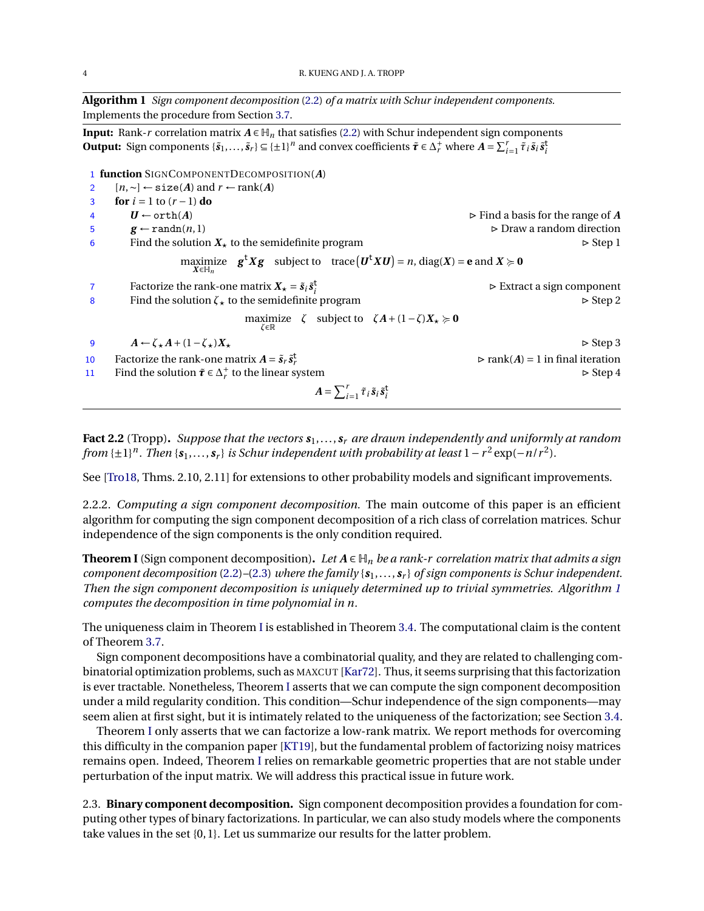**Algorithm 1** *Sign component decomposition* (2.2) *of a matrix with Schur independent components.* Implements the procedure from Section 3.7.

**Input:** Rank-$r$ correlation matrix $\boldsymbol{A} \in \mathbb{H}_n$ that satisfies (2.2) with Schur independent sign components
**Output:** Sign components $\{\tilde{\boldsymbol{s}}_1, \dots, \tilde{\boldsymbol{s}}_r\} \subseteq \{\pm 1\}^n$ and convex coefficients $\tilde{\boldsymbol{\tau}} \in \Delta_r^+$ where $\boldsymbol{A} = \sum_{i=1}^r \tilde{\tau}_i \tilde{\boldsymbol{s}}_i \tilde{\boldsymbol{s}}_i^{\mathsf{t}}$

```
1  function SignComponentDecomposition(A)
2      [n,~] ← size(A) and r ← rank(A)
3      for i = 1 to (r − 1) do
4          U ← orth(A)                                          ▷ Find a basis for the range of A
5          g ← randn(n,1)                                       ▷ Draw a random direction
6          Find the solution X⋆ to the semidefinite program     ▷ Step 1
```

$$\underset{\boldsymbol{X} \in \mathbb{H}_n}{\text{maximize}} \quad \boldsymbol{g}^{\mathsf{t}} \boldsymbol{X} \boldsymbol{g} \quad \text{subject to} \quad \operatorname{trace}\left(\boldsymbol{U}^{\mathsf{t}} \boldsymbol{X} \boldsymbol{U}\right) = n, \ \operatorname{diag}(\boldsymbol{X}) = \mathbf{e} \text{ and } \boldsymbol{X} \succcurlyeq \mathbf{0}$$

```
7          Factorize the rank-one matrix X⋆ = s̃_i s̃_i^t         ▷ Extract a sign component
8          Find the solution ζ⋆ to the semidefinite program     ▷ Step 2
```

$$\underset{\zeta \in \mathbb{R}}{\text{maximize}} \quad \zeta \quad \text{subject to} \quad \zeta \boldsymbol{A} + (1-\zeta)\boldsymbol{X}_\star \succcurlyeq \mathbf{0}$$

```
9          A ← ζ⋆ A + (1 − ζ⋆) X⋆                               ▷ Step 3
10     Factorize the rank-one matrix A = s̃_r s̃_r^t              ▷ rank(A) = 1 in final iteration
11     Find the solution τ̃ ∈ Δ_r^+ to the linear system          ▷ Step 4
```

$$\boldsymbol{A} = \sum_{i=1}^r \tilde{\tau}_i \tilde{\boldsymbol{s}}_i \tilde{\boldsymbol{s}}_i^{\mathsf{t}}$$

**Fact 2.2** (Tropp)**.** *Suppose that the vectors $\boldsymbol{s}_1, \dots, \boldsymbol{s}_r$ are drawn independently and uniformly at random from $\{\pm 1\}^n$. Then $\{\boldsymbol{s}_1, \dots, \boldsymbol{s}_r\}$ is Schur independent with probability at least $1 - r^2 \exp(-n/r^2)$.*

See [Tro18, Thms. 2.10, 2.11] for extensions to other probability models and significant improvements.

2.2.2. *Computing a sign component decomposition.* The main outcome of this paper is an efficient algorithm for computing the sign component decomposition of a rich class of correlation matrices. Schur independence of the sign components is the only condition required.

**Theorem I** (Sign component decomposition)**.** *Let $\boldsymbol{A} \in \mathbb{H}_n$ be a rank-$r$ correlation matrix that admits a sign component decomposition* (2.2)–(2.3) *where the family $\{\boldsymbol{s}_1, \dots, \boldsymbol{s}_r\}$ of sign components is Schur independent. Then the sign component decomposition is uniquely determined up to trivial symmetries. Algorithm 1 computes the decomposition in time polynomial in $n$.*

The uniqueness claim in Theorem I is established in Theorem 3.4. The computational claim is the content of Theorem 3.7.

Sign component decompositions have a combinatorial quality, and they are related to challenging combinatorial optimization problems, such as MAXCUT [Kar72]. Thus, it seems surprising that this factorization is ever tractable. Nonetheless, Theorem I asserts that we can compute the sign component decomposition under a mild regularity condition. This condition—Schur independence of the sign components—may seem alien at first sight, but it is intimately related to the uniqueness of the factorization; see Section 3.4.

Theorem I only asserts that we can factorize a low-rank matrix. We report methods for overcoming this difficulty in the companion paper [KT19], but the fundamental problem of factorizing noisy matrices remains open. Indeed, Theorem I relies on remarkable geometric properties that are not stable under perturbation of the input matrix. We will address this practical issue in future work.

2.3. **Binary component decomposition.** Sign component decomposition provides a foundation for computing other types of binary factorizations. In particular, we can also study models where the components take values in the set $\{0, 1\}$. Let us summarize our results for the latter problem.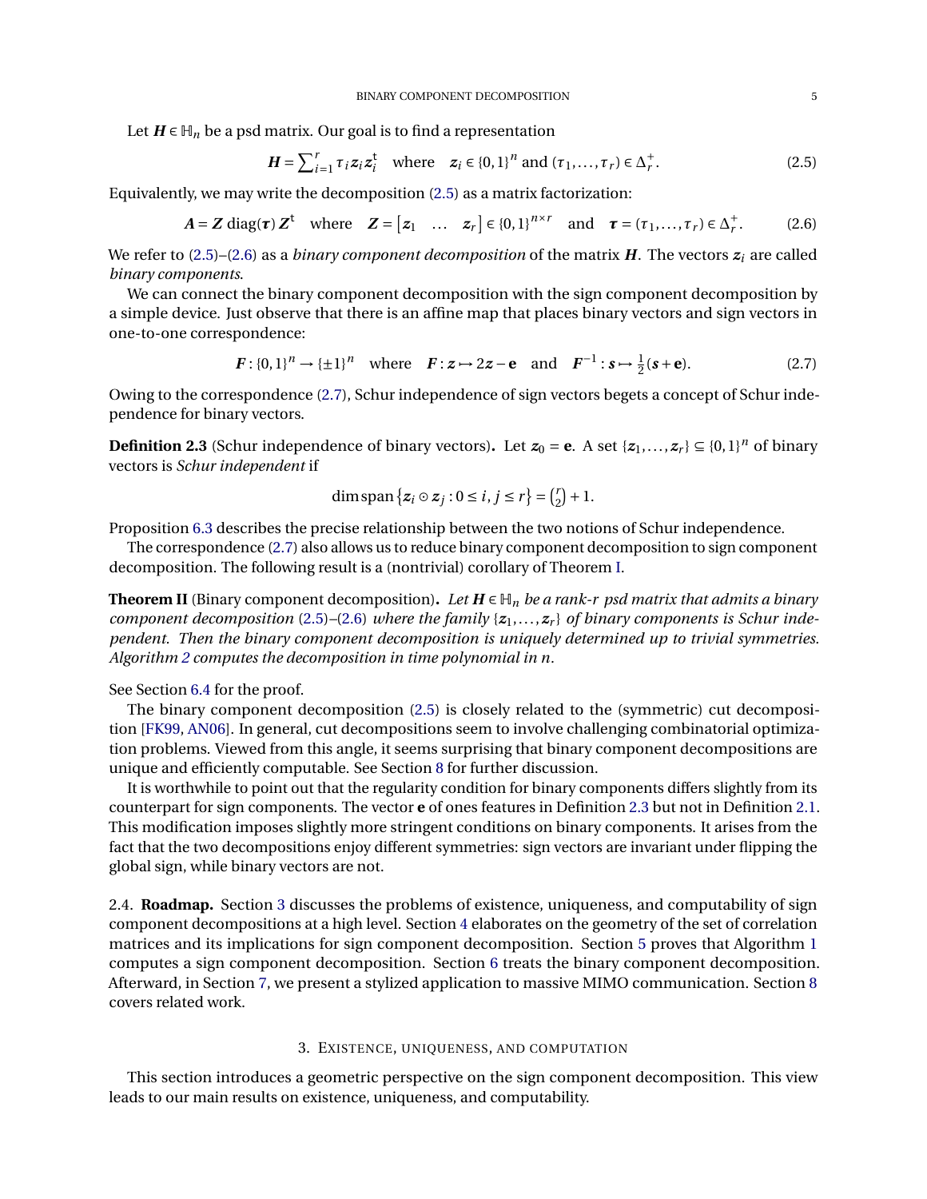Let $\boldsymbol{H} \in \mathbb{H}_n$ be a psd matrix. Our goal is to find a representation

$$\boldsymbol{H} = \sum_{i=1}^{r} \tau_i \boldsymbol{z}_i \boldsymbol{z}_i^{\mathsf{t}} \quad \text{where} \quad \boldsymbol{z}_i \in \{0,1\}^n \text{ and } (\tau_1, \dots, \tau_r) \in \Delta_r^+. \tag{2.5}$$

Equivalently, we may write the decomposition (2.5) as a matrix factorization:

$$\boldsymbol{A} = \boldsymbol{Z} \operatorname{diag}(\boldsymbol{\tau}) \boldsymbol{Z}^{\mathsf{t}} \quad \text{where} \quad \boldsymbol{Z} = \begin{bmatrix} \boldsymbol{z}_1 & \dots & \boldsymbol{z}_r \end{bmatrix} \in \{0,1\}^{n \times r} \quad \text{and} \quad \boldsymbol{\tau} = (\tau_1, \dots, \tau_r) \in \Delta_r^+. \tag{2.6}$$

We refer to (2.5)–(2.6) as a *binary component decomposition* of the matrix $\boldsymbol{H}$. The vectors $\boldsymbol{z}_i$ are called *binary components*.

We can connect the binary component decomposition with the sign component decomposition by a simple device. Just observe that there is an affine map that places binary vectors and sign vectors in one-to-one correspondence:

$$\boldsymbol{F} : \{0,1\}^n \to \{\pm 1\}^n \quad \text{where} \quad \boldsymbol{F} : \boldsymbol{z} \mapsto 2\boldsymbol{z} - \mathbf{e} \quad \text{and} \quad \boldsymbol{F}^{-1} : \boldsymbol{s} \mapsto \tfrac{1}{2}(\boldsymbol{s} + \mathbf{e}). \tag{2.7}$$

Owing to the correspondence (2.7), Schur independence of sign vectors begets a concept of Schur independence for binary vectors.

**Definition 2.3** (Schur independence of binary vectors)**.** Let $\boldsymbol{z}_0 = \mathbf{e}$. A set $\{\boldsymbol{z}_1, \dots, \boldsymbol{z}_r\} \subseteq \{0,1\}^n$ of binary vectors is *Schur independent* if

$$\dim \operatorname{span}\{\boldsymbol{z}_i \odot \boldsymbol{z}_j : 0 \le i, j \le r\} = \binom{r}{2} + 1.$$

Proposition 6.3 describes the precise relationship between the two notions of Schur independence.

The correspondence (2.7) also allows us to reduce binary component decomposition to sign component decomposition. The following result is a (nontrivial) corollary of Theorem I.

**Theorem II** (Binary component decomposition)**.** *Let $\boldsymbol{H} \in \mathbb{H}_n$ be a rank-$r$ psd matrix that admits a binary component decomposition (2.5)–(2.6) where the family $\{\boldsymbol{z}_1, \dots, \boldsymbol{z}_r\}$ of binary components is Schur independent. Then the binary component decomposition is uniquely determined up to trivial symmetries. Algorithm 2 computes the decomposition in time polynomial in $n$.*

See Section 6.4 for the proof.

The binary component decomposition (2.5) is closely related to the (symmetric) cut decomposition [FK99, AN06]. In general, cut decompositions seem to involve challenging combinatorial optimization problems. Viewed from this angle, it seems surprising that binary component decompositions are unique and efficiently computable. See Section 8 for further discussion.

It is worthwhile to point out that the regularity condition for binary components differs slightly from its counterpart for sign components. The vector $\mathbf{e}$ of ones features in Definition 2.3 but not in Definition 2.1. This modification imposes slightly more stringent conditions on binary components. It arises from the fact that the two decompositions enjoy different symmetries: sign vectors are invariant under flipping the global sign, while binary vectors are not.

2.4. **Roadmap.** Section 3 discusses the problems of existence, uniqueness, and computability of sign component decompositions at a high level. Section 4 elaborates on the geometry of the set of correlation matrices and its implications for sign component decomposition. Section 5 proves that Algorithm 1 computes a sign component decomposition. Section 6 treats the binary component decomposition. Afterward, in Section 7, we present a stylized application to massive MIMO communication. Section 8 covers related work.

## 3. Existence, uniqueness, and computation

This section introduces a geometric perspective on the sign component decomposition. This view leads to our main results on existence, uniqueness, and computability.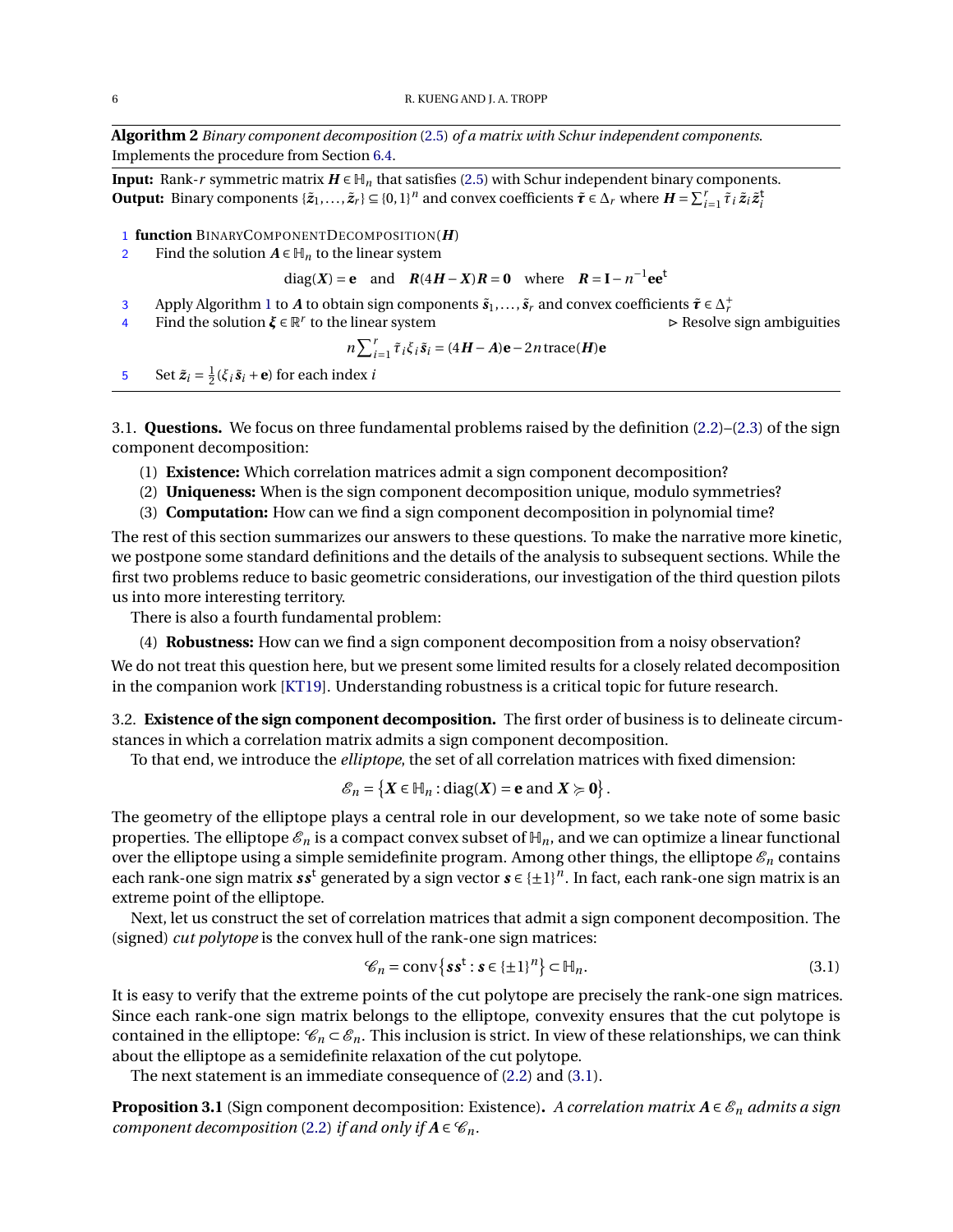**Algorithm 2** *Binary component decomposition* (2.5) *of a matrix with Schur independent components.*
Implements the procedure from Section 6.4.

**Input:** Rank-$r$ symmetric matrix $\boldsymbol{H} \in \mathbb{H}_n$ that satisfies (2.5) with Schur independent binary components.
**Output:** Binary components $\{\tilde{\boldsymbol{z}}_1, \dots, \tilde{\boldsymbol{z}}_r\} \subseteq \{0,1\}^n$ and convex coefficients $\tilde{\boldsymbol{\tau}} \in \Delta_r$ where $\boldsymbol{H} = \sum_{i=1}^r \tilde{\tau}_i \tilde{\boldsymbol{z}}_i \tilde{\boldsymbol{z}}_i^{\mathsf{t}}$

```
1 function BinaryComponentDecomposition(H)
2     Find the solution A ∈ H_n to the linear system
              diag(X) = e   and   R(4H − X)R = 0   where   R = I − n^{-1} e e^t
3     Apply Algorithm 1 to A to obtain sign components s̃_1, …, s̃_r and convex coefficients τ̃ ∈ Δ_r^+
4     Find the solution ξ ∈ R^r to the linear system                    ▷ Resolve sign ambiguities
              n Σ_{i=1}^r τ̃_i ξ_i s̃_i = (4H − A)e − 2n trace(H)e
5     Set z̃_i = ½(ξ_i s̃_i + e) for each index i
```

3.1. **Questions.** We focus on three fundamental problems raised by the definition (2.2)–(2.3) of the sign component decomposition:

(1) **Existence:** Which correlation matrices admit a sign component decomposition?
(2) **Uniqueness:** When is the sign component decomposition unique, modulo symmetries?
(3) **Computation:** How can we find a sign component decomposition in polynomial time?

The rest of this section summarizes our answers to these questions. To make the narrative more kinetic, we postpone some standard definitions and the details of the analysis to subsequent sections. While the first two problems reduce to basic geometric considerations, our investigation of the third question pilots us into more interesting territory.

There is also a fourth fundamental problem:

(4) **Robustness:** How can we find a sign component decomposition from a noisy observation?

We do not treat this question here, but we present some limited results for a closely related decomposition in the companion work [KT19]. Understanding robustness is a critical topic for future research.

3.2. **Existence of the sign component decomposition.** The first order of business is to delineate circumstances in which a correlation matrix admits a sign component decomposition.

To that end, we introduce the *elliptope*, the set of all correlation matrices with fixed dimension:

$$\mathscr{E}_n = \left\{ \boldsymbol{X} \in \mathbb{H}_n : \operatorname{diag}(\boldsymbol{X}) = \mathbf{e} \text{ and } \boldsymbol{X} \succcurlyeq \mathbf{0} \right\}.$$

The geometry of the elliptope plays a central role in our development, so we take note of some basic properties. The elliptope $\mathscr{E}_n$ is a compact convex subset of $\mathbb{H}_n$, and we can optimize a linear functional over the elliptope using a simple semidefinite program. Among other things, the elliptope $\mathscr{E}_n$ contains each rank-one sign matrix $\boldsymbol{s}\boldsymbol{s}^{\mathsf{t}}$ generated by a sign vector $\boldsymbol{s} \in \{\pm 1\}^n$. In fact, each rank-one sign matrix is an extreme point of the elliptope.

Next, let us construct the set of correlation matrices that admit a sign component decomposition. The (signed) *cut polytope* is the convex hull of the rank-one sign matrices:

$$\mathscr{C}_n = \operatorname{conv}\left\{ \boldsymbol{s}\boldsymbol{s}^{\mathsf{t}} : \boldsymbol{s} \in \{\pm 1\}^n \right\} \subset \mathbb{H}_n. \tag{3.1}$$

It is easy to verify that the extreme points of the cut polytope are precisely the rank-one sign matrices. Since each rank-one sign matrix belongs to the elliptope, convexity ensures that the cut polytope is contained in the elliptope: $\mathscr{C}_n \subset \mathscr{E}_n$. This inclusion is strict. In view of these relationships, we can think about the elliptope as a semidefinite relaxation of the cut polytope.

The next statement is an immediate consequence of (2.2) and (3.1).

**Proposition 3.1** (Sign component decomposition: Existence)**.** *A correlation matrix $\boldsymbol{A} \in \mathscr{E}_n$ admits a sign component decomposition* (2.2) *if and only if $\boldsymbol{A} \in \mathscr{C}_n$.*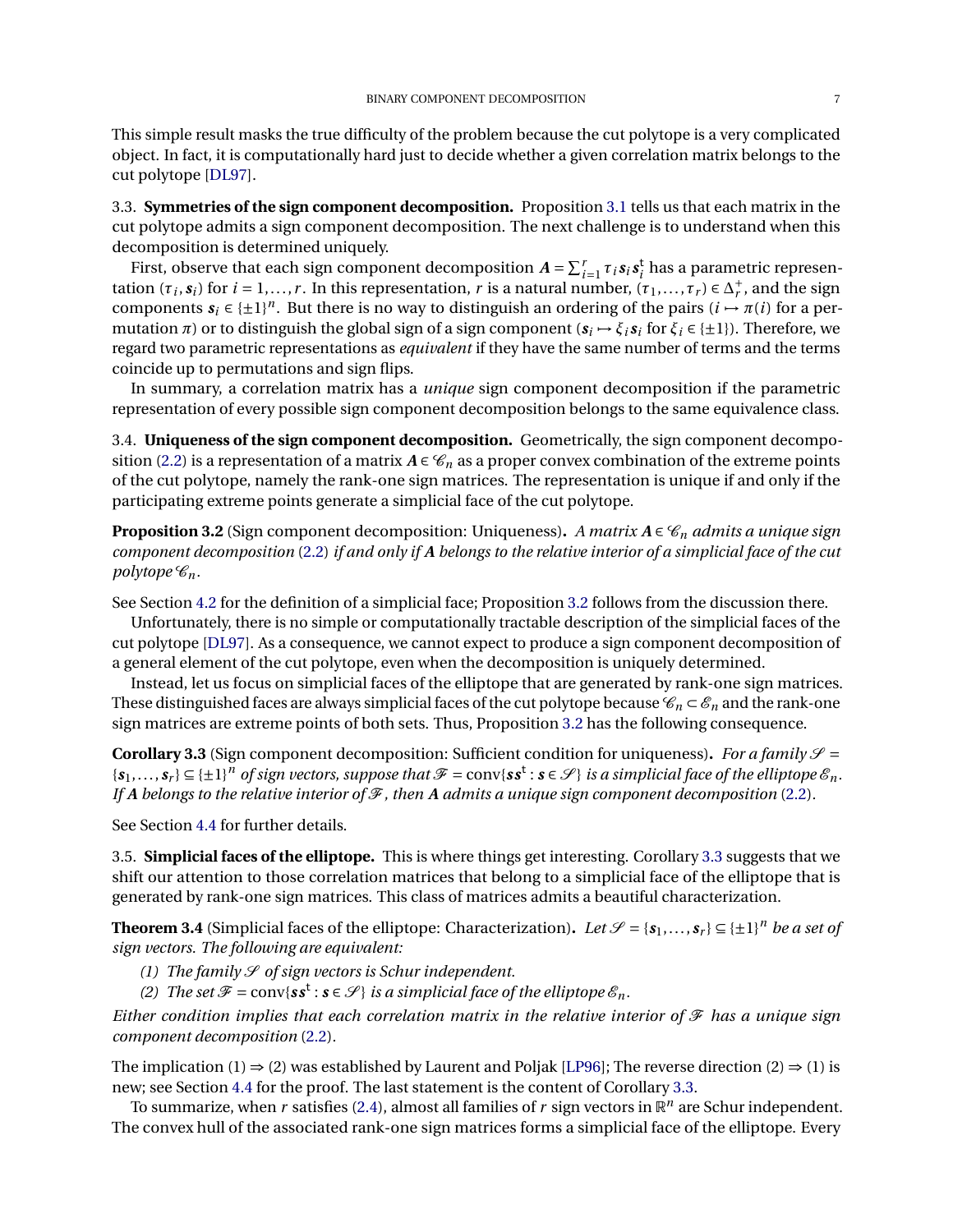This simple result masks the true difficulty of the problem because the cut polytope is a very complicated object. In fact, it is computationally hard just to decide whether a given correlation matrix belongs to the cut polytope [DL97].

### 3.3. Symmetries of the sign component decomposition.

Proposition 3.1 tells us that each matrix in the cut polytope admits a sign component decomposition. The next challenge is to understand when this decomposition is determined uniquely.

First, observe that each sign component decomposition $\boldsymbol{A} = \sum_{i=1}^{r} \tau_i \boldsymbol{s}_i \boldsymbol{s}_i^{\mathsf{t}}$ has a parametric representation $(\tau_i, \boldsymbol{s}_i)$ for $i = 1, \dots, r$. In this representation, $r$ is a natural number, $(\tau_1, \dots, \tau_r) \in \Delta_r^+$, and the sign components $\boldsymbol{s}_i \in \{\pm 1\}^n$. But there is no way to distinguish an ordering of the pairs ($i \mapsto \pi(i)$ for a permutation $\pi$) or to distinguish the global sign of a sign component ($\boldsymbol{s}_i \mapsto \xi_i \boldsymbol{s}_i$ for $\xi_i \in \{\pm 1\}$). Therefore, we regard two parametric representations as *equivalent* if they have the same number of terms and the terms coincide up to permutations and sign flips.

In summary, a correlation matrix has a *unique* sign component decomposition if the parametric representation of every possible sign component decomposition belongs to the same equivalence class.

### 3.4. Uniqueness of the sign component decomposition.

Geometrically, the sign component decomposition (2.2) is a representation of a matrix $\boldsymbol{A} \in \mathscr{C}_n$ as a proper convex combination of the extreme points of the cut polytope, namely the rank-one sign matrices. The representation is unique if and only if the participating extreme points generate a simplicial face of the cut polytope.

**Proposition 3.2** (Sign component decomposition: Uniqueness)**.** *A matrix $\boldsymbol{A} \in \mathscr{C}_n$ admits a unique sign component decomposition (2.2) if and only if $\boldsymbol{A}$ belongs to the relative interior of a simplicial face of the cut polytope $\mathscr{C}_n$.*

See Section 4.2 for the definition of a simplicial face; Proposition 3.2 follows from the discussion there.

Unfortunately, there is no simple or computationally tractable description of the simplicial faces of the cut polytope [DL97]. As a consequence, we cannot expect to produce a sign component decomposition of a general element of the cut polytope, even when the decomposition is uniquely determined.

Instead, let us focus on simplicial faces of the elliptope that are generated by rank-one sign matrices. These distinguished faces are always simplicial faces of the cut polytope because $\mathscr{C}_n \subset \mathscr{E}_n$ and the rank-one sign matrices are extreme points of both sets. Thus, Proposition 3.2 has the following consequence.

**Corollary 3.3** (Sign component decomposition: Sufficient condition for uniqueness)**.** *For a family $\mathscr{S} = \{\boldsymbol{s}_1, \dots, \boldsymbol{s}_r\} \subseteq \{\pm 1\}^n$ of sign vectors, suppose that $\mathscr{F} = \operatorname{conv}\{\boldsymbol{s}\boldsymbol{s}^{\mathsf{t}} : \boldsymbol{s} \in \mathscr{S}\}$ is a simplicial face of the elliptope $\mathscr{E}_n$. If $\boldsymbol{A}$ belongs to the relative interior of $\mathscr{F}$, then $\boldsymbol{A}$ admits a unique sign component decomposition (2.2).*

See Section 4.4 for further details.

### 3.5. Simplicial faces of the elliptope.

This is where things get interesting. Corollary 3.3 suggests that we shift our attention to those correlation matrices that belong to a simplicial face of the elliptope that is generated by rank-one sign matrices. This class of matrices admits a beautiful characterization.

**Theorem 3.4** (Simplicial faces of the elliptope: Characterization)**.** *Let $\mathscr{S} = \{\boldsymbol{s}_1, \dots, \boldsymbol{s}_r\} \subseteq \{\pm 1\}^n$ be a set of sign vectors. The following are equivalent:*

1. *The family $\mathscr{S}$ of sign vectors is Schur independent.*
2. *The set $\mathscr{F} = \operatorname{conv}\{\boldsymbol{s}\boldsymbol{s}^{\mathsf{t}} : \boldsymbol{s} \in \mathscr{S}\}$ is a simplicial face of the elliptope $\mathscr{E}_n$.*

*Either condition implies that each correlation matrix in the relative interior of $\mathscr{F}$ has a unique sign component decomposition (2.2).*

The implication (1) ⇒ (2) was established by Laurent and Poljak [LP96]; The reverse direction (2) ⇒ (1) is new; see Section 4.4 for the proof. The last statement is the content of Corollary 3.3.

To summarize, when $r$ satisfies (2.4), almost all families of $r$ sign vectors in $\mathbb{R}^n$ are Schur independent. The convex hull of the associated rank-one sign matrices forms a simplicial face of the elliptope. Every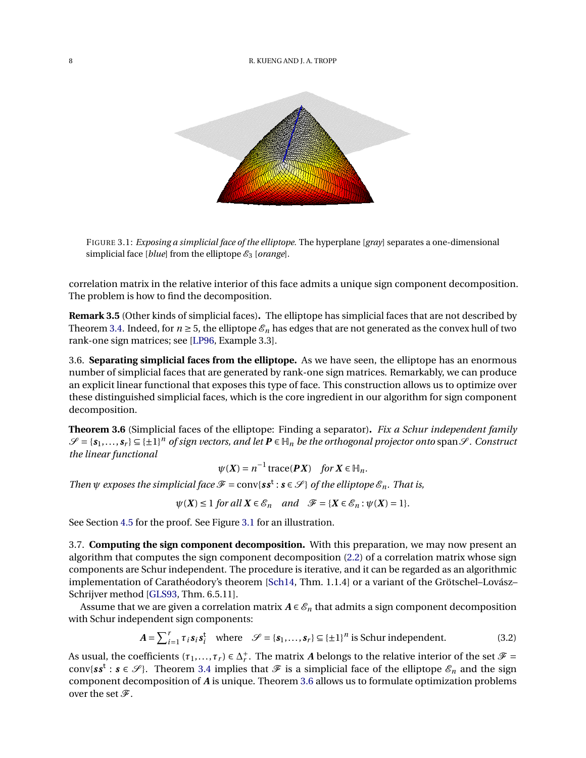FIGURE 3.1: *Exposing a simplicial face of the elliptope.* The hyperplane [*gray*] separates a one-dimensional simplicial face [*blue*] from the elliptope $\mathscr{E}_3$ [*orange*].

correlation matrix in the relative interior of this face admits a unique sign component decomposition. The problem is how to find the decomposition.

**Remark 3.5** (Other kinds of simplicial faces)**.** The elliptope has simplicial faces that are not described by Theorem 3.4. Indeed, for $n \geq 5$, the elliptope $\mathscr{E}_n$ has edges that are not generated as the convex hull of two rank-one sign matrices; see [LP96, Example 3.3].

3.6. **Separating simplicial faces from the elliptope.** As we have seen, the elliptope has an enormous number of simplicial faces that are generated by rank-one sign matrices. Remarkably, we can produce an explicit linear functional that exposes this type of face. This construction allows us to optimize over these distinguished simplicial faces, which is the core ingredient in our algorithm for sign component decomposition.

**Theorem 3.6** (Simplicial faces of the elliptope: Finding a separator)**.** *Fix a Schur independent family $\mathscr{S} = \{\boldsymbol{s}_1, \dots, \boldsymbol{s}_r\} \subseteq \{\pm 1\}^n$ of sign vectors, and let $\boldsymbol{P} \in \mathbb{H}_n$ be the orthogonal projector onto $\operatorname{span} \mathscr{S}$. Construct the linear functional*

$$\psi(\boldsymbol{X}) = n^{-1} \operatorname{trace}(\boldsymbol{P}\boldsymbol{X}) \quad \textit{for } \boldsymbol{X} \in \mathbb{H}_n.$$

*Then $\psi$ exposes the simplicial face $\mathscr{F} = \operatorname{conv}\{\boldsymbol{s}\boldsymbol{s}^{\mathsf{t}} : \boldsymbol{s} \in \mathscr{S}\}$ of the elliptope $\mathscr{E}_n$. That is,*

$$\psi(\boldsymbol{X}) \leq 1 \textit{ for all } \boldsymbol{X} \in \mathscr{E}_n \quad \textit{and} \quad \mathscr{F} = \{\boldsymbol{X} \in \mathscr{E}_n : \psi(\boldsymbol{X}) = 1\}.$$

See Section 4.5 for the proof. See Figure 3.1 for an illustration.

3.7. **Computing the sign component decomposition.** With this preparation, we may now present an algorithm that computes the sign component decomposition (2.2) of a correlation matrix whose sign components are Schur independent. The procedure is iterative, and it can be regarded as an algorithmic implementation of Carathéodory's theorem [Sch14, Thm. 1.1.4] or a variant of the Grötschel–Lovász–Schrijver method [GLS93, Thm. 6.5.11].

Assume that we are given a correlation matrix $\boldsymbol{A} \in \mathscr{E}_n$ that admits a sign component decomposition with Schur independent sign components:

$$\boldsymbol{A} = \sum\nolimits_{i=1}^{r} \tau_i \boldsymbol{s}_i \boldsymbol{s}_i^{\mathsf{t}} \quad \text{where} \quad \mathscr{S} = \{\boldsymbol{s}_1, \dots, \boldsymbol{s}_r\} \subseteq \{\pm 1\}^n \text{ is Schur independent.} \tag{3.2}$$

As usual, the coefficients $(\tau_1, \dots, \tau_r) \in \Delta_r^+$. The matrix $\boldsymbol{A}$ belongs to the relative interior of the set $\mathscr{F} = \operatorname{conv}\{\boldsymbol{s}\boldsymbol{s}^{\mathsf{t}} : \boldsymbol{s} \in \mathscr{S}\}$. Theorem 3.4 implies that $\mathscr{F}$ is a simplicial face of the elliptope $\mathscr{E}_n$ and the sign component decomposition of $\boldsymbol{A}$ is unique. Theorem 3.6 allows us to formulate optimization problems over the set $\mathscr{F}$.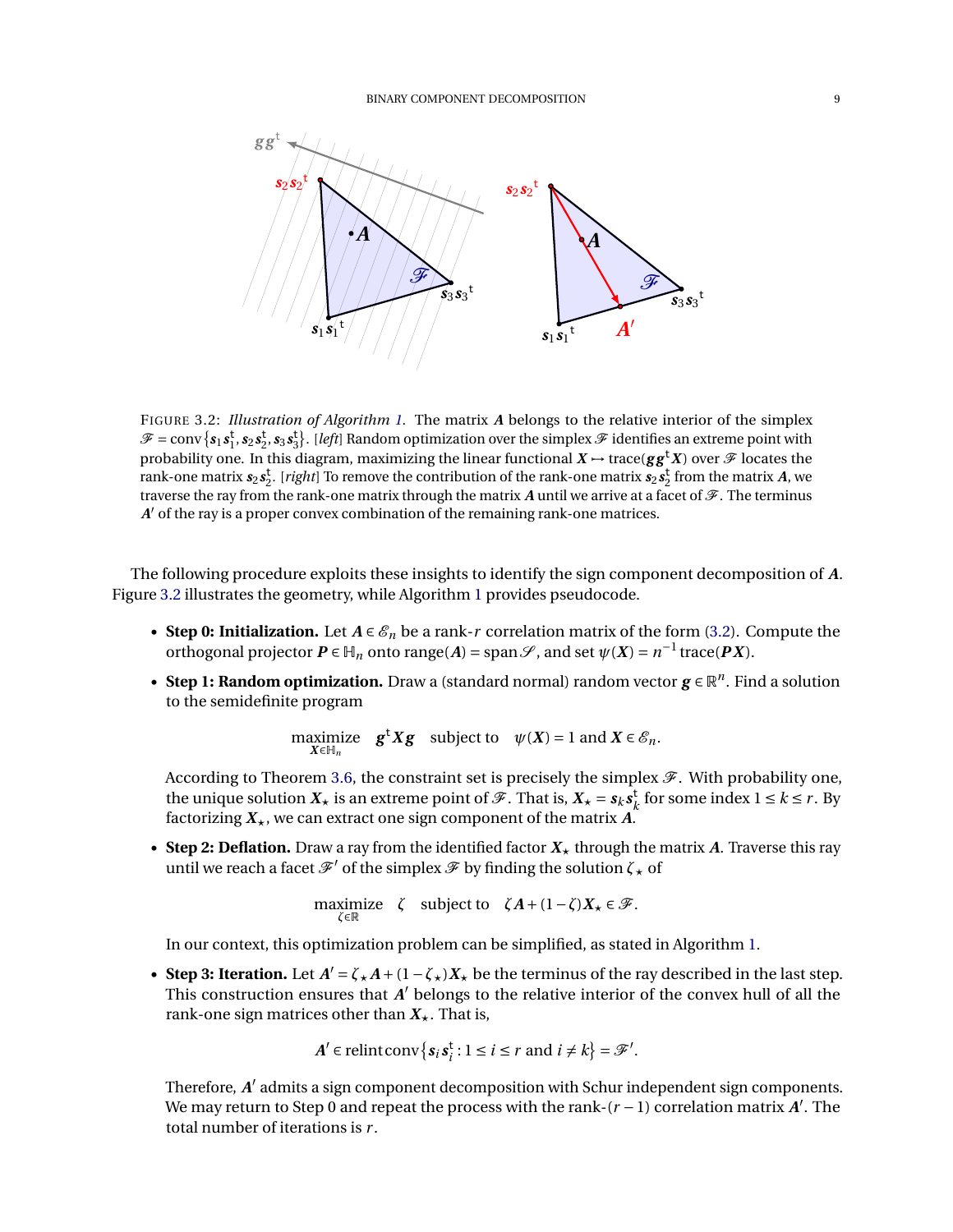FIGURE 3.2: *Illustration of Algorithm 1.* The matrix $\boldsymbol{A}$ belongs to the relative interior of the simplex $\mathscr{F} = \operatorname{conv}\{\boldsymbol{s}_1\boldsymbol{s}_1^{\mathsf{t}}, \boldsymbol{s}_2\boldsymbol{s}_2^{\mathsf{t}}, \boldsymbol{s}_3\boldsymbol{s}_3^{\mathsf{t}}\}$. [*left*] Random optimization over the simplex $\mathscr{F}$ identifies an extreme point with probability one. In this diagram, maximizing the linear functional $\boldsymbol{X} \mapsto \operatorname{trace}(\boldsymbol{g}\boldsymbol{g}^{\mathsf{t}}\boldsymbol{X})$ over $\mathscr{F}$ locates the rank-one matrix $\boldsymbol{s}_2\boldsymbol{s}_2^{\mathsf{t}}$. [*right*] To remove the contribution of the rank-one matrix $\boldsymbol{s}_2\boldsymbol{s}_2^{\mathsf{t}}$ from the matrix $\boldsymbol{A}$, we traverse the ray from the rank-one matrix through the matrix $\boldsymbol{A}$ until we arrive at a facet of $\mathscr{F}$. The terminus $\boldsymbol{A}'$ of the ray is a proper convex combination of the remaining rank-one matrices.

The following procedure exploits these insights to identify the sign component decomposition of $\boldsymbol{A}$. Figure 3.2 illustrates the geometry, while Algorithm 1 provides pseudocode.

- **Step 0: Initialization.** Let $\boldsymbol{A} \in \mathscr{E}_n$ be a rank-$r$ correlation matrix of the form (3.2). Compute the orthogonal projector $\boldsymbol{P} \in \mathbb{H}_n$ onto $\operatorname{range}(\boldsymbol{A}) = \operatorname{span}\mathscr{S}$, and set $\psi(\boldsymbol{X}) = n^{-1}\operatorname{trace}(\boldsymbol{P}\boldsymbol{X})$.
- **Step 1: Random optimization.** Draw a (standard normal) random vector $\boldsymbol{g} \in \mathbb{R}^n$. Find a solution to the semidefinite program

$$\underset{\boldsymbol{X}\in\mathbb{H}_n}{\text{maximize}} \quad \boldsymbol{g}^{\mathsf{t}}\boldsymbol{X}\boldsymbol{g} \quad \text{subject to} \quad \psi(\boldsymbol{X}) = 1 \text{ and } \boldsymbol{X} \in \mathscr{E}_n.$$

  According to Theorem 3.6, the constraint set is precisely the simplex $\mathscr{F}$. With probability one, the unique solution $\boldsymbol{X}_\star$ is an extreme point of $\mathscr{F}$. That is, $\boldsymbol{X}_\star = \boldsymbol{s}_k\boldsymbol{s}_k^{\mathsf{t}}$ for some index $1 \le k \le r$. By factorizing $\boldsymbol{X}_\star$, we can extract one sign component of the matrix $\boldsymbol{A}$.
- **Step 2: Deflation.** Draw a ray from the identified factor $\boldsymbol{X}_\star$ through the matrix $\boldsymbol{A}$. Traverse this ray until we reach a facet $\mathscr{F}'$ of the simplex $\mathscr{F}$ by finding the solution $\zeta_\star$ of

$$\underset{\zeta\in\mathbb{R}}{\text{maximize}} \quad \zeta \quad \text{subject to} \quad \zeta\boldsymbol{A} + (1-\zeta)\boldsymbol{X}_\star \in \mathscr{F}.$$

  In our context, this optimization problem can be simplified, as stated in Algorithm 1.
- **Step 3: Iteration.** Let $\boldsymbol{A}' = \zeta_\star\boldsymbol{A} + (1-\zeta_\star)\boldsymbol{X}_\star$ be the terminus of the ray described in the last step. This construction ensures that $\boldsymbol{A}'$ belongs to the relative interior of the convex hull of all the rank-one sign matrices other than $\boldsymbol{X}_\star$. That is,

$$\boldsymbol{A}' \in \operatorname{relint}\operatorname{conv}\{\boldsymbol{s}_i\boldsymbol{s}_i^{\mathsf{t}} : 1 \le i \le r \text{ and } i \ne k\} = \mathscr{F}'.$$

  Therefore, $\boldsymbol{A}'$ admits a sign component decomposition with Schur independent sign components. We may return to Step 0 and repeat the process with the rank-$(r-1)$ correlation matrix $\boldsymbol{A}'$. The total number of iterations is $r$.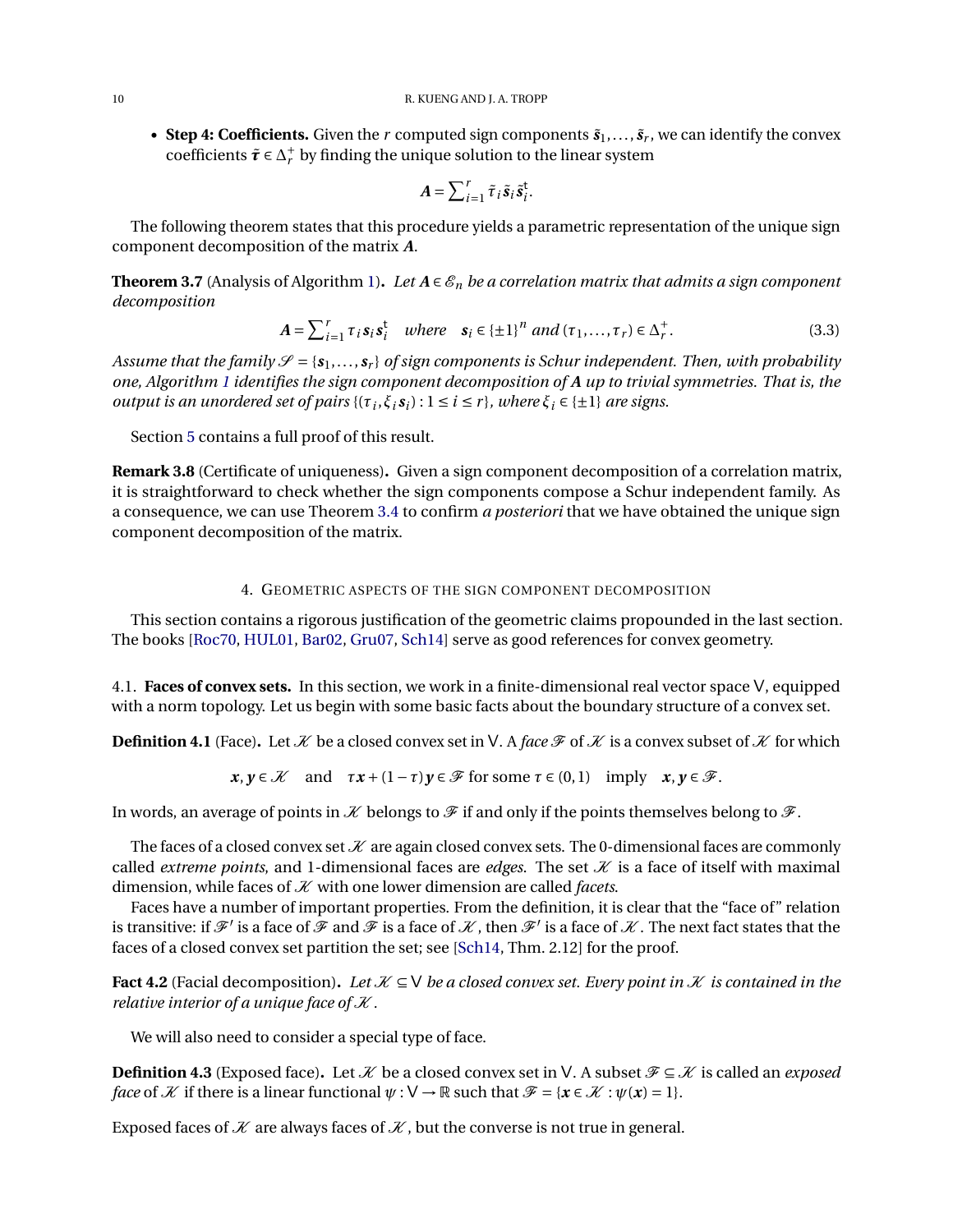- **Step 4: Coefficients.** Given the $r$ computed sign components $\tilde{\boldsymbol{s}}_1, \dots, \tilde{\boldsymbol{s}}_r$, we can identify the convex coefficients $\tilde{\boldsymbol{\tau}} \in \Delta_r^+$ by finding the unique solution to the linear system

$$\boldsymbol{A} = \sum\nolimits_{i=1}^{r} \tilde{\tau}_i \tilde{\boldsymbol{s}}_i \tilde{\boldsymbol{s}}_i^{\mathsf{t}}.$$

The following theorem states that this procedure yields a parametric representation of the unique sign component decomposition of the matrix $\boldsymbol{A}$.

**Theorem 3.7** (Analysis of Algorithm 1)**.** *Let $\boldsymbol{A} \in \mathscr{E}_n$ be a correlation matrix that admits a sign component decomposition*

$$\boldsymbol{A} = \sum\nolimits_{i=1}^{r} \tau_i \boldsymbol{s}_i \boldsymbol{s}_i^{\mathsf{t}} \quad \text{where} \quad \boldsymbol{s}_i \in \{\pm 1\}^n \text{ and } (\tau_1, \dots, \tau_r) \in \Delta_r^+. \tag{3.3}$$

*Assume that the family $\mathscr{S} = \{\boldsymbol{s}_1, \dots, \boldsymbol{s}_r\}$ of sign components is Schur independent. Then, with probability one, Algorithm 1 identifies the sign component decomposition of $\boldsymbol{A}$ up to trivial symmetries. That is, the output is an unordered set of pairs $\{(\tau_i, \xi_i \boldsymbol{s}_i) : 1 \le i \le r\}$, where $\xi_i \in \{\pm 1\}$ are signs.*

Section 5 contains a full proof of this result.

**Remark 3.8** (Certificate of uniqueness)**.** Given a sign component decomposition of a correlation matrix, it is straightforward to check whether the sign components compose a Schur independent family. As a consequence, we can use Theorem 3.4 to confirm *a posteriori* that we have obtained the unique sign component decomposition of the matrix.

## 4. Geometric aspects of the sign component decomposition

This section contains a rigorous justification of the geometric claims propounded in the last section. The books [Roc70, HUL01, Bar02, Gru07, Sch14] serve as good references for convex geometry.

### 4.1. Faces of convex sets.

In this section, we work in a finite-dimensional real vector space $\mathsf{V}$, equipped with a norm topology. Let us begin with some basic facts about the boundary structure of a convex set.

**Definition 4.1** (Face)**.** Let $\mathscr{K}$ be a closed convex set in $\mathsf{V}$. A *face* $\mathscr{F}$ of $\mathscr{K}$ is a convex subset of $\mathscr{K}$ for which

$$\boldsymbol{x}, \boldsymbol{y} \in \mathscr{K} \quad \text{and} \quad \tau \boldsymbol{x} + (1-\tau)\boldsymbol{y} \in \mathscr{F} \text{ for some } \tau \in (0,1) \quad \text{imply} \quad \boldsymbol{x}, \boldsymbol{y} \in \mathscr{F}.$$

In words, an average of points in $\mathscr{K}$ belongs to $\mathscr{F}$ if and only if the points themselves belong to $\mathscr{F}$.

The faces of a closed convex set $\mathscr{K}$ are again closed convex sets. The 0-dimensional faces are commonly called *extreme points*, and 1-dimensional faces are *edges*. The set $\mathscr{K}$ is a face of itself with maximal dimension, while faces of $\mathscr{K}$ with one lower dimension are called *facets*.

Faces have a number of important properties. From the definition, it is clear that the "face of" relation is transitive: if $\mathscr{F}'$ is a face of $\mathscr{F}$ and $\mathscr{F}$ is a face of $\mathscr{K}$, then $\mathscr{F}'$ is a face of $\mathscr{K}$. The next fact states that the faces of a closed convex set partition the set; see [Sch14, Thm. 2.12] for the proof.

**Fact 4.2** (Facial decomposition)**.** *Let $\mathscr{K} \subseteq \mathsf{V}$ be a closed convex set. Every point in $\mathscr{K}$ is contained in the relative interior of a unique face of $\mathscr{K}$.*

We will also need to consider a special type of face.

**Definition 4.3** (Exposed face)**.** Let $\mathscr{K}$ be a closed convex set in $\mathsf{V}$. A subset $\mathscr{F} \subseteq \mathscr{K}$ is called an *exposed face* of $\mathscr{K}$ if there is a linear functional $\psi : \mathsf{V} \to \mathbb{R}$ such that $\mathscr{F} = \{\boldsymbol{x} \in \mathscr{K} : \psi(\boldsymbol{x}) = 1\}$.

Exposed faces of $\mathscr{K}$ are always faces of $\mathscr{K}$, but the converse is not true in general.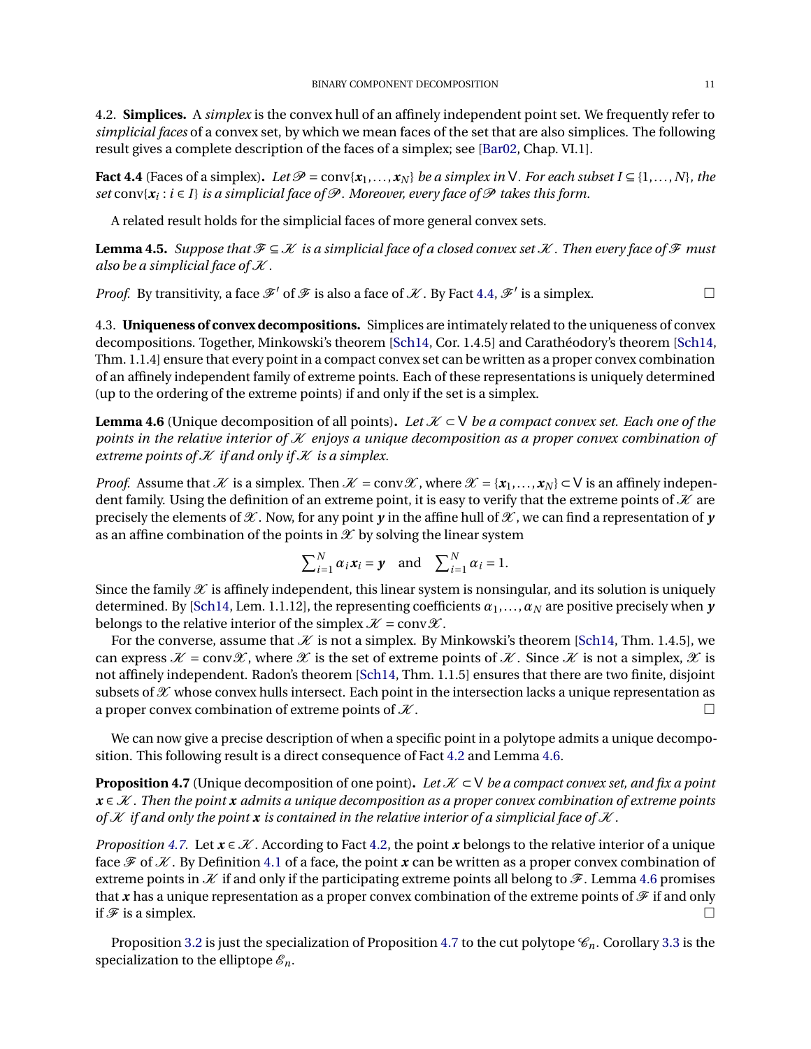4.2. **Simplices.** A *simplex* is the convex hull of an affinely independent point set. We frequently refer to *simplicial faces* of a convex set, by which we mean faces of the set that are also simplices. The following result gives a complete description of the faces of a simplex; see [Bar02, Chap. VI.1].

**Fact 4.4** (Faces of a simplex)**.** *Let $\mathscr{P} = \operatorname{conv}\{\boldsymbol{x}_1, \dots, \boldsymbol{x}_N\}$ be a simplex in $\mathsf{V}$. For each subset $I \subseteq \{1, \dots, N\}$, the set $\operatorname{conv}\{\boldsymbol{x}_i : i \in I\}$ is a simplicial face of $\mathscr{P}$. Moreover, every face of $\mathscr{P}$ takes this form.*

A related result holds for the simplicial faces of more general convex sets.

**Lemma 4.5.** *Suppose that $\mathscr{F} \subseteq \mathscr{K}$ is a simplicial face of a closed convex set $\mathscr{K}$. Then every face of $\mathscr{F}$ must also be a simplicial face of $\mathscr{K}$.*

*Proof.* By transitivity, a face $\mathscr{F}'$ of $\mathscr{F}$ is also a face of $\mathscr{K}$. By Fact 4.4, $\mathscr{F}'$ is a simplex. □

4.3. **Uniqueness of convex decompositions.** Simplices are intimately related to the uniqueness of convex decompositions. Together, Minkowski's theorem [Sch14, Cor. 1.4.5] and Carathéodory's theorem [Sch14, Thm. 1.1.4] ensure that every point in a compact convex set can be written as a proper convex combination of an affinely independent family of extreme points. Each of these representations is uniquely determined (up to the ordering of the extreme points) if and only if the set is a simplex.

**Lemma 4.6** (Unique decomposition of all points)**.** *Let $\mathscr{K} \subset \mathsf{V}$ be a compact convex set. Each one of the points in the relative interior of $\mathscr{K}$ enjoys a unique decomposition as a proper convex combination of extreme points of $\mathscr{K}$ if and only if $\mathscr{K}$ is a simplex.*

*Proof.* Assume that $\mathscr{K}$ is a simplex. Then $\mathscr{K} = \operatorname{conv}\mathscr{X}$, where $\mathscr{X} = \{\boldsymbol{x}_1, \dots, \boldsymbol{x}_N\} \subset \mathsf{V}$ is an affinely independent family. Using the definition of an extreme point, it is easy to verify that the extreme points of $\mathscr{K}$ are precisely the elements of $\mathscr{X}$. Now, for any point $\boldsymbol{y}$ in the affine hull of $\mathscr{X}$, we can find a representation of $\boldsymbol{y}$ as an affine combination of the points in $\mathscr{X}$ by solving the linear system

$$\textstyle\sum_{i=1}^{N} \alpha_i \boldsymbol{x}_i = \boldsymbol{y} \quad \text{and} \quad \sum_{i=1}^{N} \alpha_i = 1.$$

Since the family $\mathscr{X}$ is affinely independent, this linear system is nonsingular, and its solution is uniquely determined. By [Sch14, Lem. 1.1.12], the representing coefficients $\alpha_1, \dots, \alpha_N$ are positive precisely when $\boldsymbol{y}$ belongs to the relative interior of the simplex $\mathscr{K} = \operatorname{conv}\mathscr{X}$.

For the converse, assume that $\mathscr{K}$ is not a simplex. By Minkowski's theorem [Sch14, Thm. 1.4.5], we can express $\mathscr{K} = \operatorname{conv}\mathscr{X}$, where $\mathscr{X}$ is the set of extreme points of $\mathscr{K}$. Since $\mathscr{K}$ is not a simplex, $\mathscr{X}$ is not affinely independent. Radon's theorem [Sch14, Thm. 1.1.5] ensures that there are two finite, disjoint subsets of $\mathscr{X}$ whose convex hulls intersect. Each point in the intersection lacks a unique representation as a proper convex combination of extreme points of $\mathscr{K}$. □

We can now give a precise description of when a specific point in a polytope admits a unique decomposition. This following result is a direct consequence of Fact 4.2 and Lemma 4.6.

**Proposition 4.7** (Unique decomposition of one point)**.** *Let $\mathscr{K} \subset \mathsf{V}$ be a compact convex set, and fix a point $\boldsymbol{x} \in \mathscr{K}$. Then the point $\boldsymbol{x}$ admits a unique decomposition as a proper convex combination of extreme points of $\mathscr{K}$ if and only the point $\boldsymbol{x}$ is contained in the relative interior of a simplicial face of $\mathscr{K}$.*

*Proposition 4.7.* Let $\boldsymbol{x} \in \mathscr{K}$. According to Fact 4.2, the point $\boldsymbol{x}$ belongs to the relative interior of a unique face $\mathscr{F}$ of $\mathscr{K}$. By Definition 4.1 of a face, the point $\boldsymbol{x}$ can be written as a proper convex combination of extreme points in $\mathscr{K}$ if and only if the participating extreme points all belong to $\mathscr{F}$. Lemma 4.6 promises that $\boldsymbol{x}$ has a unique representation as a proper convex combination of the extreme points of $\mathscr{F}$ if and only if $\mathscr{F}$ is a simplex. □

Proposition 3.2 is just the specialization of Proposition 4.7 to the cut polytope $\mathscr{C}_n$. Corollary 3.3 is the specialization to the elliptope $\mathscr{E}_n$.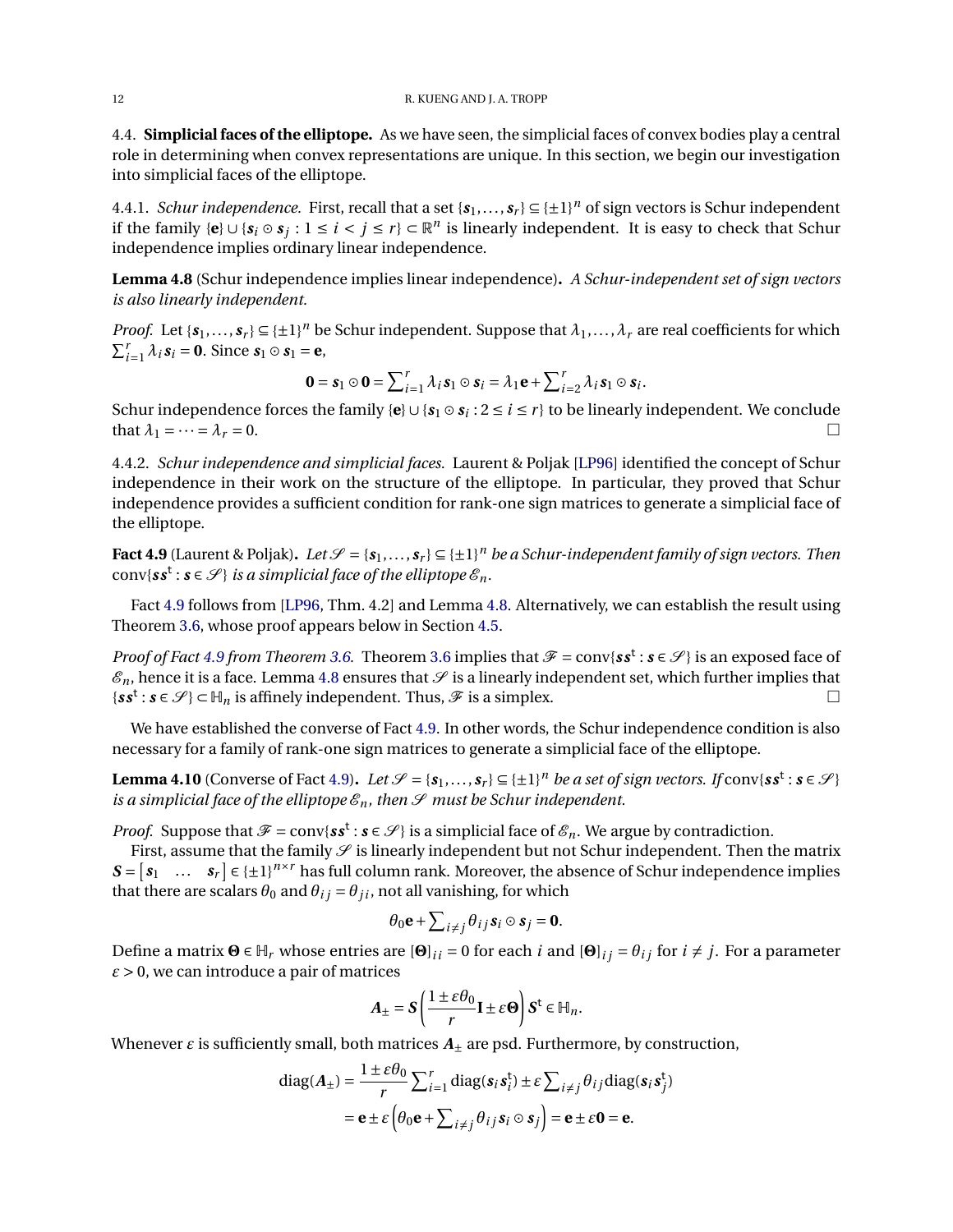### 4.4. **Simplicial faces of the elliptope.**

As we have seen, the simplicial faces of convex bodies play a central role in determining when convex representations are unique. In this section, we begin our investigation into simplicial faces of the elliptope.

#### 4.4.1. *Schur independence.*

First, recall that a set $\{\boldsymbol{s}_1, \dots, \boldsymbol{s}_r\} \subseteq \{\pm 1\}^n$ of sign vectors is Schur independent if the family $\{\mathbf{e}\} \cup \{\boldsymbol{s}_i \odot \boldsymbol{s}_j : 1 \le i < j \le r\} \subset \mathbb{R}^n$ is linearly independent. It is easy to check that Schur independence implies ordinary linear independence.

**Lemma 4.8** (Schur independence implies linear independence)**.** *A Schur-independent set of sign vectors is also linearly independent.*

*Proof.* Let $\{\boldsymbol{s}_1, \dots, \boldsymbol{s}_r\} \subseteq \{\pm 1\}^n$ be Schur independent. Suppose that $\lambda_1, \dots, \lambda_r$ are real coefficients for which $\sum_{i=1}^r \lambda_i \boldsymbol{s}_i = \mathbf{0}$. Since $\boldsymbol{s}_1 \odot \boldsymbol{s}_1 = \mathbf{e}$,

$$\mathbf{0} = \boldsymbol{s}_1 \odot \mathbf{0} = \sum_{i=1}^r \lambda_i \boldsymbol{s}_1 \odot \boldsymbol{s}_i = \lambda_1 \mathbf{e} + \sum_{i=2}^r \lambda_i \boldsymbol{s}_1 \odot \boldsymbol{s}_i.$$

Schur independence forces the family $\{\mathbf{e}\} \cup \{\boldsymbol{s}_1 \odot \boldsymbol{s}_i : 2 \le i \le r\}$ to be linearly independent. We conclude that $\lambda_1 = \dots = \lambda_r = 0$. □

#### 4.4.2. *Schur independence and simplicial faces.*

Laurent & Poljak [LP96] identified the concept of Schur independence in their work on the structure of the elliptope. In particular, they proved that Schur independence provides a sufficient condition for rank-one sign matrices to generate a simplicial face of the elliptope.

**Fact 4.9** (Laurent & Poljak)**.** *Let $\mathscr{S} = \{\boldsymbol{s}_1, \dots, \boldsymbol{s}_r\} \subseteq \{\pm 1\}^n$ be a Schur-independent family of sign vectors. Then* $\operatorname{conv}\{\boldsymbol{s}\boldsymbol{s}^{\mathsf{t}} : \boldsymbol{s} \in \mathscr{S}\}$ *is a simplicial face of the elliptope $\mathscr{E}_n$.*

Fact 4.9 follows from [LP96, Thm. 4.2] and Lemma 4.8. Alternatively, we can establish the result using Theorem 3.6, whose proof appears below in Section 4.5.

*Proof of Fact 4.9 from Theorem 3.6.* Theorem 3.6 implies that $\mathscr{F} = \operatorname{conv}\{\boldsymbol{s}\boldsymbol{s}^{\mathsf{t}} : \boldsymbol{s} \in \mathscr{S}\}$ is an exposed face of $\mathscr{E}_n$, hence it is a face. Lemma 4.8 ensures that $\mathscr{S}$ is a linearly independent set, which further implies that $\{\boldsymbol{s}\boldsymbol{s}^{\mathsf{t}} : \boldsymbol{s} \in \mathscr{S}\} \subset \mathbb{H}_n$ is affinely independent. Thus, $\mathscr{F}$ is a simplex. □

We have established the converse of Fact 4.9. In other words, the Schur independence condition is also necessary for a family of rank-one sign matrices to generate a simplicial face of the elliptope.

**Lemma 4.10** (Converse of Fact 4.9)**.** *Let $\mathscr{S} = \{\boldsymbol{s}_1, \dots, \boldsymbol{s}_r\} \subseteq \{\pm 1\}^n$ be a set of sign vectors. If* $\operatorname{conv}\{\boldsymbol{s}\boldsymbol{s}^{\mathsf{t}} : \boldsymbol{s} \in \mathscr{S}\}$ *is a simplicial face of the elliptope $\mathscr{E}_n$, then $\mathscr{S}$ must be Schur independent.*

*Proof.* Suppose that $\mathscr{F} = \operatorname{conv}\{\boldsymbol{s}\boldsymbol{s}^{\mathsf{t}} : \boldsymbol{s} \in \mathscr{S}\}$ is a simplicial face of $\mathscr{E}_n$. We argue by contradiction.

First, assume that the family $\mathscr{S}$ is linearly independent but not Schur independent. Then the matrix $\boldsymbol{S} = \begin{bmatrix} \boldsymbol{s}_1 & \dots & \boldsymbol{s}_r \end{bmatrix} \in \{\pm 1\}^{n \times r}$ has full column rank. Moreover, the absence of Schur independence implies that there are scalars $\theta_0$ and $\theta_{ij} = \theta_{ji}$, not all vanishing, for which

$$\theta_0 \mathbf{e} + \sum_{i \ne j} \theta_{ij} \boldsymbol{s}_i \odot \boldsymbol{s}_j = \mathbf{0}.$$

Define a matrix $\boldsymbol{\Theta} \in \mathbb{H}_r$ whose entries are $[\boldsymbol{\Theta}]_{ii} = 0$ for each $i$ and $[\boldsymbol{\Theta}]_{ij} = \theta_{ij}$ for $i \ne j$. For a parameter $\varepsilon > 0$, we can introduce a pair of matrices

$$\boldsymbol{A}_\pm = \boldsymbol{S}\left( \frac{1 \pm \varepsilon\theta_0}{r} \mathbf{I} \pm \varepsilon \boldsymbol{\Theta} \right) \boldsymbol{S}^{\mathsf{t}} \in \mathbb{H}_n.$$

Whenever $\varepsilon$ is sufficiently small, both matrices $\boldsymbol{A}_\pm$ are psd. Furthermore, by construction,

$$\begin{aligned} \operatorname{diag}(\boldsymbol{A}_\pm) &= \frac{1 \pm \varepsilon\theta_0}{r} \sum_{i=1}^r \operatorname{diag}(\boldsymbol{s}_i \boldsymbol{s}_i^{\mathsf{t}}) \pm \varepsilon \sum_{i \ne j} \theta_{ij} \operatorname{diag}(\boldsymbol{s}_i \boldsymbol{s}_j^{\mathsf{t}}) \\ &= \mathbf{e} \pm \varepsilon \left( \theta_0 \mathbf{e} + \sum_{i \ne j} \theta_{ij} \boldsymbol{s}_i \odot \boldsymbol{s}_j \right) = \mathbf{e} \pm \varepsilon \mathbf{0} = \mathbf{e}. \end{aligned}$$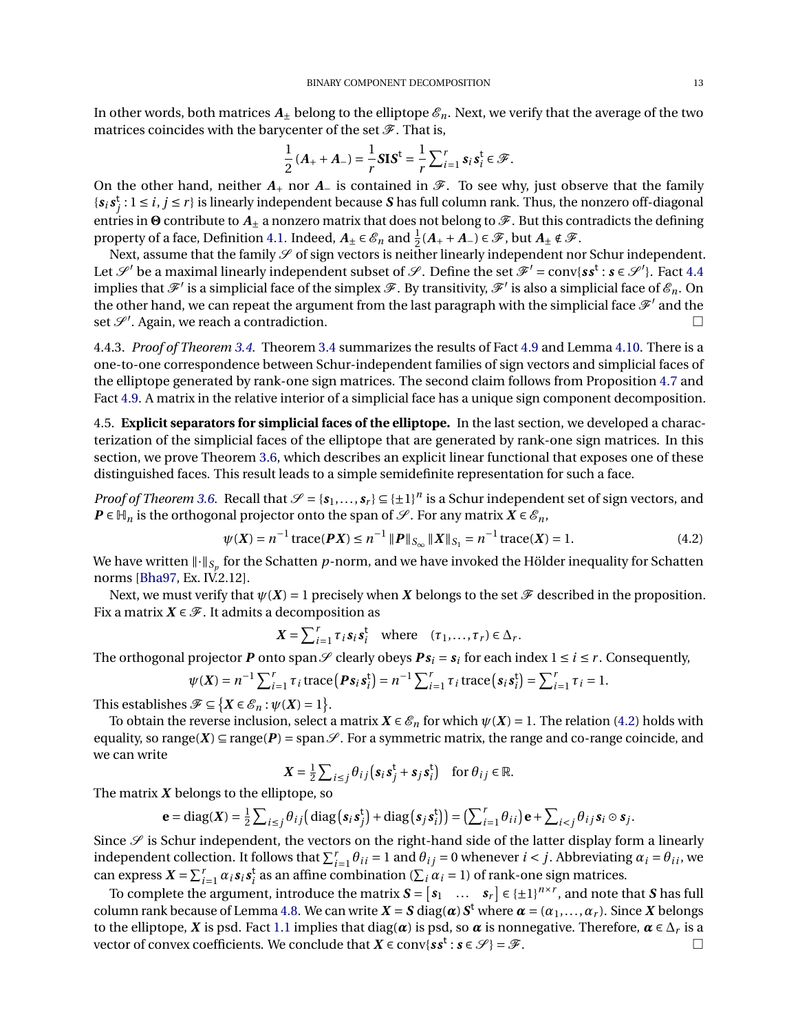In other words, both matrices $\boldsymbol{A}_\pm$ belong to the elliptope $\mathscr{E}_n$. Next, we verify that the average of the two matrices coincides with the barycenter of the set $\mathscr{F}$. That is,

$$\frac{1}{2}(\boldsymbol{A}_+ + \boldsymbol{A}_-) = \frac{1}{r}\boldsymbol{S}\mathbf{I}\boldsymbol{S}^{\mathsf{t}} = \frac{1}{r}\sum\nolimits_{i=1}^{r} \boldsymbol{s}_i \boldsymbol{s}_i^{\mathsf{t}} \in \mathscr{F}.$$

On the other hand, neither $\boldsymbol{A}_+$ nor $\boldsymbol{A}_-$ is contained in $\mathscr{F}$. To see why, just observe that the family $\{\boldsymbol{s}_i\boldsymbol{s}_j^{\mathsf{t}} : 1 \le i, j \le r\}$ is linearly independent because $\boldsymbol{S}$ has full column rank. Thus, the nonzero off-diagonal entries in $\boldsymbol{\Theta}$ contribute to $\boldsymbol{A}_\pm$ a nonzero matrix that does not belong to $\mathscr{F}$. But this contradicts the defining property of a face, Definition 4.1. Indeed, $\boldsymbol{A}_\pm \in \mathscr{E}_n$ and $\frac{1}{2}(\boldsymbol{A}_+ + \boldsymbol{A}_-) \in \mathscr{F}$, but $\boldsymbol{A}_\pm \notin \mathscr{F}$.

Next, assume that the family $\mathscr{S}$ of sign vectors is neither linearly independent nor Schur independent. Let $\mathscr{S}'$ be a maximal linearly independent subset of $\mathscr{S}$. Define the set $\mathscr{F}' = \operatorname{conv}\{\boldsymbol{s}\boldsymbol{s}^{\mathsf{t}} : \boldsymbol{s} \in \mathscr{S}'\}$. Fact 4.4 implies that $\mathscr{F}'$ is a simplicial face of the simplex $\mathscr{F}$. By transitivity, $\mathscr{F}'$ is also a simplicial face of $\mathscr{E}_n$. On the other hand, we can repeat the argument from the last paragraph with the simplicial face $\mathscr{F}'$ and the set $\mathscr{S}'$. Again, we reach a contradiction. □

4.4.3. *Proof of Theorem 3.4.* Theorem 3.4 summarizes the results of Fact 4.9 and Lemma 4.10. There is a one-to-one correspondence between Schur-independent families of sign vectors and simplicial faces of the elliptope generated by rank-one sign matrices. The second claim follows from Proposition 4.7 and Fact 4.9. A matrix in the relative interior of a simplicial face has a unique sign component decomposition.

4.5. **Explicit separators for simplicial faces of the elliptope.** In the last section, we developed a characterization of the simplicial faces of the elliptope that are generated by rank-one sign matrices. In this section, we prove Theorem 3.6, which describes an explicit linear functional that exposes one of these distinguished faces. This result leads to a simple semidefinite representation for such a face.

*Proof of Theorem 3.6.* Recall that $\mathscr{S} = \{\boldsymbol{s}_1, \dots, \boldsymbol{s}_r\} \subseteq \{\pm 1\}^n$ is a Schur independent set of sign vectors, and $\boldsymbol{P} \in \mathbb{H}_n$ is the orthogonal projector onto the span of $\mathscr{S}$. For any matrix $\boldsymbol{X} \in \mathscr{E}_n$,

$$\psi(\boldsymbol{X}) = n^{-1}\operatorname{trace}(\boldsymbol{P}\boldsymbol{X}) \le n^{-1}\|\boldsymbol{P}\|_{S_\infty}\|\boldsymbol{X}\|_{S_1} = n^{-1}\operatorname{trace}(\boldsymbol{X}) = 1. \tag{4.2}$$

We have written $\|\cdot\|_{S_p}$ for the Schatten $p$-norm, and we have invoked the Hölder inequality for Schatten norms [Bha97, Ex. IV.2.12].

Next, we must verify that $\psi(\boldsymbol{X}) = 1$ precisely when $\boldsymbol{X}$ belongs to the set $\mathscr{F}$ described in the proposition. Fix a matrix $\boldsymbol{X} \in \mathscr{F}$. It admits a decomposition as

$$\boldsymbol{X} = \sum\nolimits_{i=1}^{r} \tau_i \boldsymbol{s}_i \boldsymbol{s}_i^{\mathsf{t}} \quad \text{where} \quad (\tau_1, \dots, \tau_r) \in \Delta_r.$$

The orthogonal projector $\boldsymbol{P}$ onto $\operatorname{span}\mathscr{S}$ clearly obeys $\boldsymbol{P}\boldsymbol{s}_i = \boldsymbol{s}_i$ for each index $1 \le i \le r$. Consequently,

$$\psi(\boldsymbol{X}) = n^{-1}\sum\nolimits_{i=1}^{r} \tau_i \operatorname{trace}\big(\boldsymbol{P}\boldsymbol{s}_i\boldsymbol{s}_i^{\mathsf{t}}\big) = n^{-1}\sum\nolimits_{i=1}^{r} \tau_i \operatorname{trace}\big(\boldsymbol{s}_i\boldsymbol{s}_i^{\mathsf{t}}\big) = \sum\nolimits_{i=1}^{r} \tau_i = 1.$$

This establishes $\mathscr{F} \subseteq \{\boldsymbol{X} \in \mathscr{E}_n : \psi(\boldsymbol{X}) = 1\}$.

To obtain the reverse inclusion, select a matrix $\boldsymbol{X} \in \mathscr{E}_n$ for which $\psi(\boldsymbol{X}) = 1$. The relation (4.2) holds with equality, so $\operatorname{range}(\boldsymbol{X}) \subseteq \operatorname{range}(\boldsymbol{P}) = \operatorname{span}\mathscr{S}$. For a symmetric matrix, the range and co-range coincide, and we can write

$$\boldsymbol{X} = \tfrac{1}{2}\sum\nolimits_{i \le j} \theta_{ij}\big(\boldsymbol{s}_i\boldsymbol{s}_j^{\mathsf{t}} + \boldsymbol{s}_j\boldsymbol{s}_i^{\mathsf{t}}\big) \quad \text{for } \theta_{ij} \in \mathbb{R}.$$

The matrix $\boldsymbol{X}$ belongs to the elliptope, so

$$\mathbf{e} = \operatorname{diag}(\boldsymbol{X}) = \tfrac{1}{2}\sum\nolimits_{i \le j} \theta_{ij}\big(\operatorname{diag}\big(\boldsymbol{s}_i\boldsymbol{s}_j^{\mathsf{t}}\big) + \operatorname{diag}\big(\boldsymbol{s}_j\boldsymbol{s}_i^{\mathsf{t}}\big)\big) = \big(\sum\nolimits_{i=1}^{r} \theta_{ii}\big)\mathbf{e} + \sum\nolimits_{i<j} \theta_{ij}\boldsymbol{s}_i \odot \boldsymbol{s}_j.$$

Since $\mathscr{S}$ is Schur independent, the vectors on the right-hand side of the latter display form a linearly independent collection. It follows that $\sum_{i=1}^{r} \theta_{ii} = 1$ and $\theta_{ij} = 0$ whenever $i < j$. Abbreviating $\alpha_i = \theta_{ii}$, we can express $\boldsymbol{X} = \sum_{i=1}^{r} \alpha_i \boldsymbol{s}_i \boldsymbol{s}_i^{\mathsf{t}}$ as an affine combination ($\sum_i \alpha_i = 1$) of rank-one sign matrices.

To complete the argument, introduce the matrix $\boldsymbol{S} = \begin{bmatrix} \boldsymbol{s}_1 & \dots & \boldsymbol{s}_r \end{bmatrix} \in \{\pm 1\}^{n \times r}$, and note that $\boldsymbol{S}$ has full column rank because of Lemma 4.8. We can write $\boldsymbol{X} = \boldsymbol{S}\operatorname{diag}(\boldsymbol{\alpha})\boldsymbol{S}^{\mathsf{t}}$ where $\boldsymbol{\alpha} = (\alpha_1, \dots, \alpha_r)$. Since $\boldsymbol{X}$ belongs to the elliptope, $\boldsymbol{X}$ is psd. Fact 1.1 implies that $\operatorname{diag}(\boldsymbol{\alpha})$ is psd, so $\boldsymbol{\alpha}$ is nonnegative. Therefore, $\boldsymbol{\alpha} \in \Delta_r$ is a vector of convex coefficients. We conclude that $\boldsymbol{X} \in \operatorname{conv}\{\boldsymbol{s}\boldsymbol{s}^{\mathsf{t}} : \boldsymbol{s} \in \mathscr{S}\} = \mathscr{F}$. □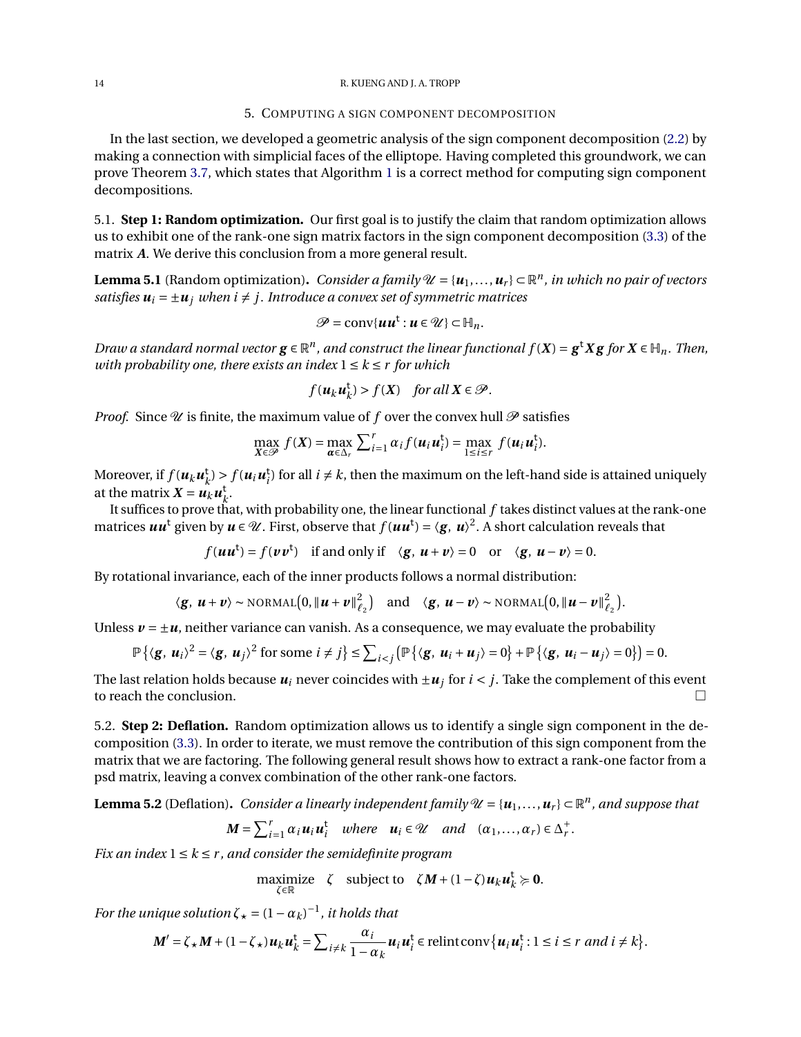## 5. Computing a sign component decomposition

In the last section, we developed a geometric analysis of the sign component decomposition (2.2) by making a connection with simplicial faces of the elliptope. Having completed this groundwork, we can prove Theorem 3.7, which states that Algorithm 1 is a correct method for computing sign component decompositions.

### 5.1. Step 1: Random optimization.

Our first goal is to justify the claim that random optimization allows us to exhibit one of the rank-one sign matrix factors in the sign component decomposition (3.3) of the matrix $\boldsymbol{A}$. We derive this conclusion from a more general result.

**Lemma 5.1** (Random optimization)**.** *Consider a family $\mathscr{U} = \{\boldsymbol{u}_1, \dots, \boldsymbol{u}_r\} \subset \mathbb{R}^n$, in which no pair of vectors satisfies $\boldsymbol{u}_i = \pm \boldsymbol{u}_j$ when $i \neq j$. Introduce a convex set of symmetric matrices*

$$\mathscr{P} = \operatorname{conv}\{\boldsymbol{u}\boldsymbol{u}^{\mathsf{t}} : \boldsymbol{u} \in \mathscr{U}\} \subset \mathbb{H}_n.$$

*Draw a standard normal vector $\boldsymbol{g} \in \mathbb{R}^n$, and construct the linear functional $f(\boldsymbol{X}) = \boldsymbol{g}^{\mathsf{t}}\boldsymbol{X}\boldsymbol{g}$ for $\boldsymbol{X} \in \mathbb{H}_n$. Then, with probability one, there exists an index $1 \leq k \leq r$ for which*

$$f(\boldsymbol{u}_k\boldsymbol{u}_k^{\mathsf{t}}) > f(\boldsymbol{X}) \quad \textit{for all } \boldsymbol{X} \in \mathscr{P}.$$

*Proof.* Since $\mathscr{U}$ is finite, the maximum value of $f$ over the convex hull $\mathscr{P}$ satisfies

$$\max_{\boldsymbol{X} \in \mathscr{P}} f(\boldsymbol{X}) = \max_{\boldsymbol{\alpha} \in \Delta_r} \sum_{i=1}^r \alpha_i f(\boldsymbol{u}_i\boldsymbol{u}_i^{\mathsf{t}}) = \max_{1 \leq i \leq r} f(\boldsymbol{u}_i\boldsymbol{u}_i^{\mathsf{t}}).$$

Moreover, if $f(\boldsymbol{u}_k\boldsymbol{u}_k^{\mathsf{t}}) > f(\boldsymbol{u}_i\boldsymbol{u}_i^{\mathsf{t}})$ for all $i \neq k$, then the maximum on the left-hand side is attained uniquely at the matrix $\boldsymbol{X} = \boldsymbol{u}_k\boldsymbol{u}_k^{\mathsf{t}}$.

It suffices to prove that, with probability one, the linear functional $f$ takes distinct values at the rank-one matrices $\boldsymbol{u}\boldsymbol{u}^{\mathsf{t}}$ given by $\boldsymbol{u} \in \mathscr{U}$. First, observe that $f(\boldsymbol{u}\boldsymbol{u}^{\mathsf{t}}) = \langle \boldsymbol{g}, \boldsymbol{u}\rangle^2$. A short calculation reveals that

$$f(\boldsymbol{u}\boldsymbol{u}^{\mathsf{t}}) = f(\boldsymbol{v}\boldsymbol{v}^{\mathsf{t}}) \quad \text{if and only if} \quad \langle \boldsymbol{g}, \boldsymbol{u}+\boldsymbol{v}\rangle = 0 \quad \text{or} \quad \langle \boldsymbol{g}, \boldsymbol{u}-\boldsymbol{v}\rangle = 0.$$

By rotational invariance, each of the inner products follows a normal distribution:

$$\langle \boldsymbol{g}, \boldsymbol{u}+\boldsymbol{v}\rangle \sim \textsc{normal}\big(0, \|\boldsymbol{u}+\boldsymbol{v}\|_{\ell_2}^2\big) \quad \text{and} \quad \langle \boldsymbol{g}, \boldsymbol{u}-\boldsymbol{v}\rangle \sim \textsc{normal}\big(0, \|\boldsymbol{u}-\boldsymbol{v}\|_{\ell_2}^2\big).$$

Unless $\boldsymbol{v} = \pm\boldsymbol{u}$, neither variance can vanish. As a consequence, we may evaluate the probability

$$\mathbb{P}\big\{\langle \boldsymbol{g}, \boldsymbol{u}_i\rangle^2 = \langle \boldsymbol{g}, \boldsymbol{u}_j\rangle^2 \text{ for some } i \neq j\big\} \leq \sum_{i<j} \big(\mathbb{P}\{\langle \boldsymbol{g}, \boldsymbol{u}_i + \boldsymbol{u}_j\rangle = 0\} + \mathbb{P}\{\langle \boldsymbol{g}, \boldsymbol{u}_i - \boldsymbol{u}_j\rangle = 0\}\big) = 0.$$

The last relation holds because $\boldsymbol{u}_i$ never coincides with $\pm\boldsymbol{u}_j$ for $i < j$. Take the complement of this event to reach the conclusion. □

### 5.2. Step 2: Deflation.

Random optimization allows us to identify a single sign component in the decomposition (3.3). In order to iterate, we must remove the contribution of this sign component from the matrix that we are factoring. The following general result shows how to extract a rank-one factor from a psd matrix, leaving a convex combination of the other rank-one factors.

**Lemma 5.2** (Deflation)**.** *Consider a linearly independent family $\mathscr{U} = \{\boldsymbol{u}_1, \dots, \boldsymbol{u}_r\} \subset \mathbb{R}^n$, and suppose that*

$$\boldsymbol{M} = \sum_{i=1}^r \alpha_i \boldsymbol{u}_i\boldsymbol{u}_i^{\mathsf{t}} \quad \textit{where} \quad \boldsymbol{u}_i \in \mathscr{U} \quad \textit{and} \quad (\alpha_1, \dots, \alpha_r) \in \Delta_r^+.$$

*Fix an index $1 \leq k \leq r$, and consider the semidefinite program*

$$\underset{\zeta \in \mathbb{R}}{\text{maximize}} \quad \zeta \quad \text{subject to} \quad \zeta\boldsymbol{M} + (1-\zeta)\boldsymbol{u}_k\boldsymbol{u}_k^{\mathsf{t}} \succcurlyeq \boldsymbol{0}.$$

*For the unique solution $\zeta_\star = (1-\alpha_k)^{-1}$, it holds that*

$$\boldsymbol{M}' = \zeta_\star\boldsymbol{M} + (1-\zeta_\star)\boldsymbol{u}_k\boldsymbol{u}_k^{\mathsf{t}} = \sum_{i \neq k} \frac{\alpha_i}{1-\alpha_k} \boldsymbol{u}_i\boldsymbol{u}_i^{\mathsf{t}} \in \operatorname{relint}\operatorname{conv}\big\{\boldsymbol{u}_i\boldsymbol{u}_i^{\mathsf{t}} : 1 \leq i \leq r \text{ and } i \neq k\big\}.$$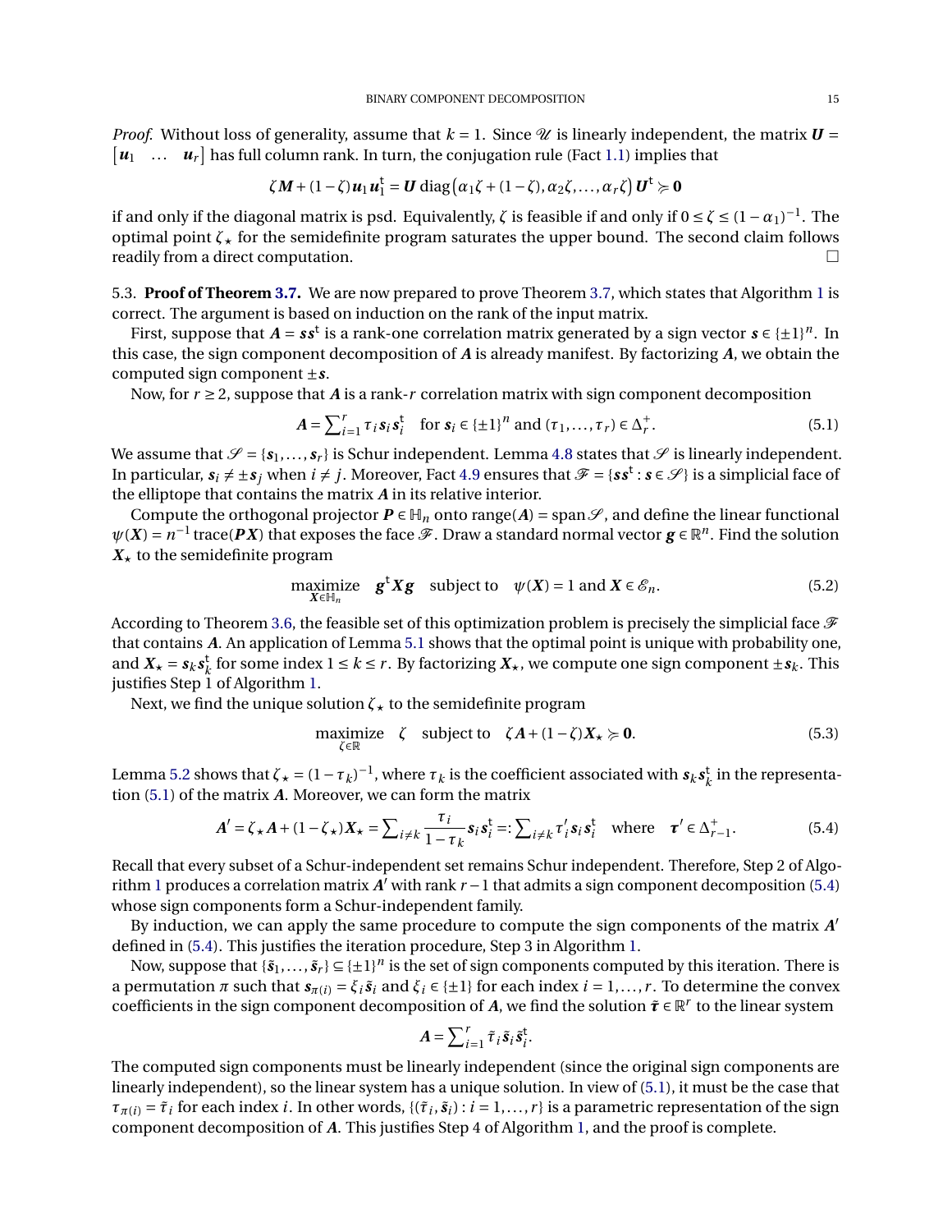*Proof.* Without loss of generality, assume that $k = 1$. Since $\mathscr{U}$ is linearly independent, the matrix $\boldsymbol{U} = \begin{bmatrix} \boldsymbol{u}_1 & \dots & \boldsymbol{u}_r \end{bmatrix}$ has full column rank. In turn, the conjugation rule (Fact 1.1) implies that

$$\zeta \boldsymbol{M} + (1-\zeta)\boldsymbol{u}_1\boldsymbol{u}_1^{\mathsf{t}} = \boldsymbol{U}\operatorname{diag}\big(\alpha_1\zeta + (1-\zeta), \alpha_2\zeta, \dots, \alpha_r\zeta\big)\boldsymbol{U}^{\mathsf{t}} \succcurlyeq \boldsymbol{0}$$

if and only if the diagonal matrix is psd. Equivalently, $\zeta$ is feasible if and only if $0 \le \zeta \le (1-\alpha_1)^{-1}$. The optimal point $\zeta_\star$ for the semidefinite program saturates the upper bound. The second claim follows readily from a direct computation. $\square$

5.3. **Proof of Theorem 3.7.** We are now prepared to prove Theorem 3.7, which states that Algorithm 1 is correct. The argument is based on induction on the rank of the input matrix.

First, suppose that $\boldsymbol{A} = \boldsymbol{s}\boldsymbol{s}^{\mathsf{t}}$ is a rank-one correlation matrix generated by a sign vector $\boldsymbol{s} \in \{\pm 1\}^n$. In this case, the sign component decomposition of $\boldsymbol{A}$ is already manifest. By factorizing $\boldsymbol{A}$, we obtain the computed sign component $\pm\boldsymbol{s}$.

Now, for $r \ge 2$, suppose that $\boldsymbol{A}$ is a rank-$r$ correlation matrix with sign component decomposition

$$\boldsymbol{A} = \sum_{i=1}^{r} \tau_i \boldsymbol{s}_i \boldsymbol{s}_i^{\mathsf{t}} \quad \text{for } \boldsymbol{s}_i \in \{\pm 1\}^n \text{ and } (\tau_1, \dots, \tau_r) \in \Delta_r^+. \tag{5.1}$$

We assume that $\mathscr{S} = \{\boldsymbol{s}_1, \dots, \boldsymbol{s}_r\}$ is Schur independent. Lemma 4.8 states that $\mathscr{S}$ is linearly independent. In particular, $\boldsymbol{s}_i \ne \pm\boldsymbol{s}_j$ when $i \ne j$. Moreover, Fact 4.9 ensures that $\mathscr{F} = \{\boldsymbol{s}\boldsymbol{s}^{\mathsf{t}} : \boldsymbol{s} \in \mathscr{S}\}$ is a simplicial face of the elliptope that contains the matrix $\boldsymbol{A}$ in its relative interior.

Compute the orthogonal projector $\boldsymbol{P} \in \mathbb{H}_n$ onto $\operatorname{range}(\boldsymbol{A}) = \operatorname{span}\mathscr{S}$, and define the linear functional $\psi(\boldsymbol{X}) = n^{-1}\operatorname{trace}(\boldsymbol{P}\boldsymbol{X})$ that exposes the face $\mathscr{F}$. Draw a standard normal vector $\boldsymbol{g} \in \mathbb{R}^n$. Find the solution $\boldsymbol{X}_\star$ to the semidefinite program

$$\underset{\boldsymbol{X} \in \mathbb{H}_n}{\text{maximize}} \quad \boldsymbol{g}^{\mathsf{t}}\boldsymbol{X}\boldsymbol{g} \quad \text{subject to} \quad \psi(\boldsymbol{X}) = 1 \text{ and } \boldsymbol{X} \in \mathscr{E}_n. \tag{5.2}$$

According to Theorem 3.6, the feasible set of this optimization problem is precisely the simplicial face $\mathscr{F}$ that contains $\boldsymbol{A}$. An application of Lemma 5.1 shows that the optimal point is unique with probability one, and $\boldsymbol{X}_\star = \boldsymbol{s}_k\boldsymbol{s}_k^{\mathsf{t}}$ for some index $1 \le k \le r$. By factorizing $\boldsymbol{X}_\star$, we compute one sign component $\pm\boldsymbol{s}_k$. This justifies Step 1 of Algorithm 1.

Next, we find the unique solution $\zeta_\star$ to the semidefinite program

$$\underset{\zeta \in \mathbb{R}}{\text{maximize}} \quad \zeta \quad \text{subject to} \quad \zeta\boldsymbol{A} + (1-\zeta)\boldsymbol{X}_\star \succcurlyeq \boldsymbol{0}. \tag{5.3}$$

Lemma 5.2 shows that $\zeta_\star = (1-\tau_k)^{-1}$, where $\tau_k$ is the coefficient associated with $\boldsymbol{s}_k\boldsymbol{s}_k^{\mathsf{t}}$ in the representation (5.1) of the matrix $\boldsymbol{A}$. Moreover, we can form the matrix

$$\boldsymbol{A}' = \zeta_\star\boldsymbol{A} + (1-\zeta_\star)\boldsymbol{X}_\star = \sum_{i \ne k} \frac{\tau_i}{1-\tau_k}\boldsymbol{s}_i\boldsymbol{s}_i^{\mathsf{t}} =: \sum_{i\ne k} \tau_i' \boldsymbol{s}_i\boldsymbol{s}_i^{\mathsf{t}} \quad \text{where} \quad \boldsymbol{\tau}' \in \Delta_{r-1}^+. \tag{5.4}$$

Recall that every subset of a Schur-independent set remains Schur independent. Therefore, Step 2 of Algorithm 1 produces a correlation matrix $\boldsymbol{A}'$ with rank $r-1$ that admits a sign component decomposition (5.4) whose sign components form a Schur-independent family.

By induction, we can apply the same procedure to compute the sign components of the matrix $\boldsymbol{A}'$ defined in (5.4). This justifies the iteration procedure, Step 3 in Algorithm 1.

Now, suppose that $\{\tilde{\boldsymbol{s}}_1, \dots, \tilde{\boldsymbol{s}}_r\} \subseteq \{\pm 1\}^n$ is the set of sign components computed by this iteration. There is a permutation $\pi$ such that $\boldsymbol{s}_{\pi(i)} = \xi_i\tilde{\boldsymbol{s}}_i$ and $\xi_i \in \{\pm 1\}$ for each index $i = 1, \dots, r$. To determine the convex coefficients in the sign component decomposition of $\boldsymbol{A}$, we find the solution $\tilde{\boldsymbol{\tau}} \in \mathbb{R}^r$ to the linear system

$$\boldsymbol{A} = \sum_{i=1}^{r} \tilde{\tau}_i \tilde{\boldsymbol{s}}_i \tilde{\boldsymbol{s}}_i^{\mathsf{t}}.$$

The computed sign components must be linearly independent (since the original sign components are linearly independent), so the linear system has a unique solution. In view of (5.1), it must be the case that $\tau_{\pi(i)} = \tilde{\tau}_i$ for each index $i$. In other words, $\{(\tilde{\tau}_i, \tilde{\boldsymbol{s}}_i) : i = 1, \dots, r\}$ is a parametric representation of the sign component decomposition of $\boldsymbol{A}$. This justifies Step 4 of Algorithm 1, and the proof is complete.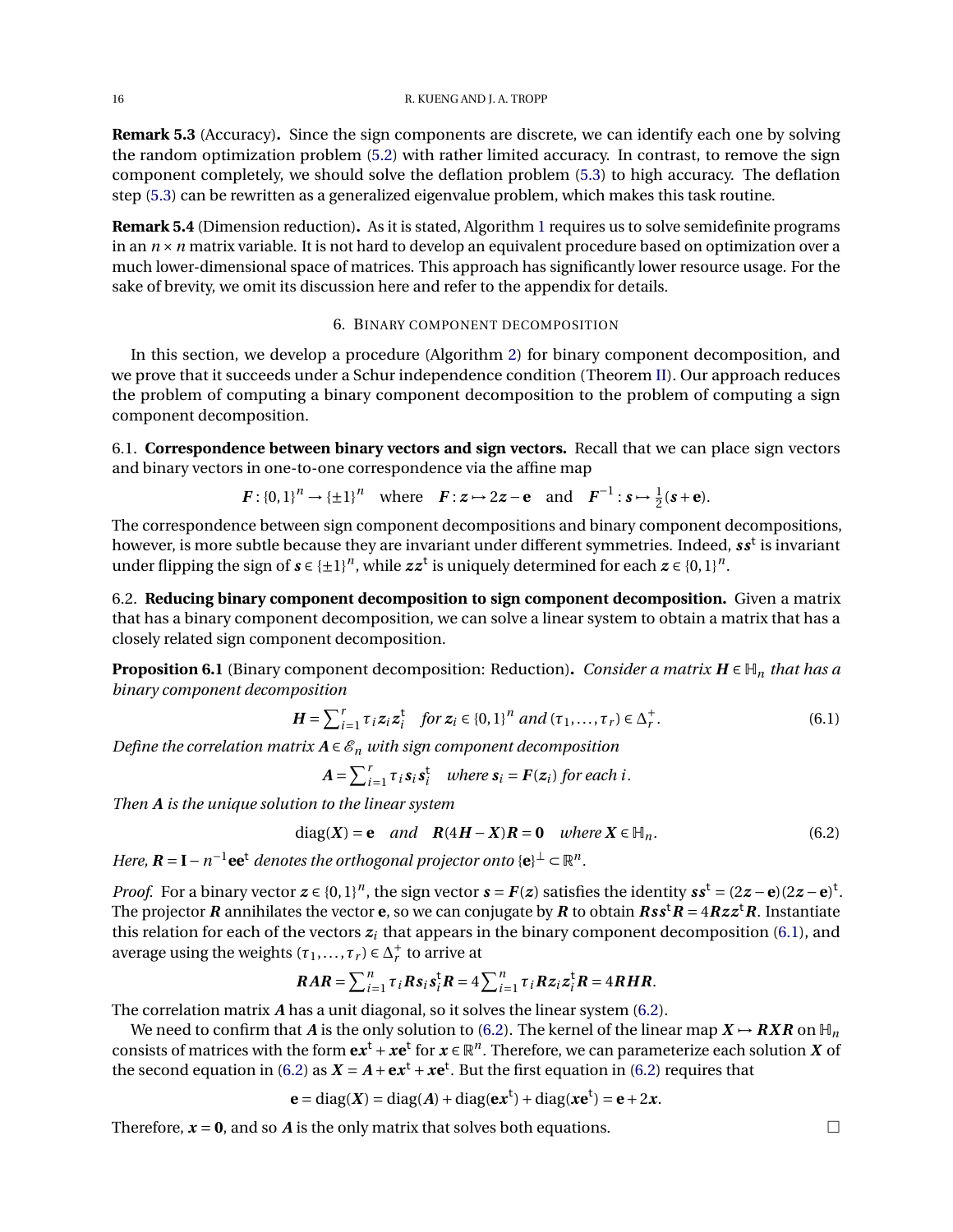**Remark 5.3** (Accuracy)**.** Since the sign components are discrete, we can identify each one by solving the random optimization problem (5.2) with rather limited accuracy. In contrast, to remove the sign component completely, we should solve the deflation problem (5.3) to high accuracy. The deflation step (5.3) can be rewritten as a generalized eigenvalue problem, which makes this task routine.

**Remark 5.4** (Dimension reduction)**.** As it is stated, Algorithm 1 requires us to solve semidefinite programs in an $n \times n$ matrix variable. It is not hard to develop an equivalent procedure based on optimization over a much lower-dimensional space of matrices. This approach has significantly lower resource usage. For the sake of brevity, we omit its discussion here and refer to the appendix for details.

## 6. Binary component decomposition

In this section, we develop a procedure (Algorithm 2) for binary component decomposition, and we prove that it succeeds under a Schur independence condition (Theorem II). Our approach reduces the problem of computing a binary component decomposition to the problem of computing a sign component decomposition.

6.1. **Correspondence between binary vectors and sign vectors.** Recall that we can place sign vectors and binary vectors in one-to-one correspondence via the affine map

$$\boldsymbol{F} : \{0,1\}^n \to \{\pm 1\}^n \quad \text{where} \quad \boldsymbol{F} : \boldsymbol{z} \mapsto 2\boldsymbol{z} - \mathbf{e} \quad \text{and} \quad \boldsymbol{F}^{-1} : \boldsymbol{s} \mapsto \tfrac{1}{2}(\boldsymbol{s} + \mathbf{e}).$$

The correspondence between sign component decompositions and binary component decompositions, however, is more subtle because they are invariant under different symmetries. Indeed, $\boldsymbol{s}\boldsymbol{s}^{\mathrm{t}}$ is invariant under flipping the sign of $\boldsymbol{s} \in \{\pm 1\}^n$, while $\boldsymbol{z}\boldsymbol{z}^{\mathrm{t}}$ is uniquely determined for each $\boldsymbol{z} \in \{0,1\}^n$.

6.2. **Reducing binary component decomposition to sign component decomposition.** Given a matrix that has a binary component decomposition, we can solve a linear system to obtain a matrix that has a closely related sign component decomposition.

**Proposition 6.1** (Binary component decomposition: Reduction)**.** *Consider a matrix $\boldsymbol{H} \in \mathbb{H}_n$ that has a binary component decomposition*

$$\boldsymbol{H} = \sum\nolimits_{i=1}^{r} \tau_i \boldsymbol{z}_i \boldsymbol{z}_i^{\mathrm{t}} \quad \text{for } \boldsymbol{z}_i \in \{0,1\}^n \text{ and } (\tau_1, \dots, \tau_r) \in \Delta_r^{+}. \tag{6.1}$$

*Define the correlation matrix $\boldsymbol{A} \in \mathscr{E}_n$ with sign component decomposition*

$$\boldsymbol{A} = \sum\nolimits_{i=1}^{r} \tau_i \boldsymbol{s}_i \boldsymbol{s}_i^{\mathrm{t}} \quad \text{where } \boldsymbol{s}_i = \boldsymbol{F}(\boldsymbol{z}_i) \text{ for each } i.$$

*Then $\boldsymbol{A}$ is the unique solution to the linear system*

$$\operatorname{diag}(\boldsymbol{X}) = \mathbf{e} \quad \text{and} \quad \boldsymbol{R}(4\boldsymbol{H} - \boldsymbol{X})\boldsymbol{R} = \mathbf{0} \quad \text{where } \boldsymbol{X} \in \mathbb{H}_n. \tag{6.2}$$

*Here, $\boldsymbol{R} = \mathbf{I} - n^{-1}\mathbf{e}\mathbf{e}^{\mathrm{t}}$ denotes the orthogonal projector onto $\{\mathbf{e}\}^{\perp} \subset \mathbb{R}^n$.*

*Proof.* For a binary vector $\boldsymbol{z} \in \{0,1\}^n$, the sign vector $\boldsymbol{s} = \boldsymbol{F}(\boldsymbol{z})$ satisfies the identity $\boldsymbol{s}\boldsymbol{s}^{\mathrm{t}} = (2\boldsymbol{z} - \mathbf{e})(2\boldsymbol{z} - \mathbf{e})^{\mathrm{t}}$. The projector $\boldsymbol{R}$ annihilates the vector $\mathbf{e}$, so we can conjugate by $\boldsymbol{R}$ to obtain $\boldsymbol{R}\boldsymbol{s}\boldsymbol{s}^{\mathrm{t}}\boldsymbol{R} = 4\boldsymbol{R}\boldsymbol{z}\boldsymbol{z}^{\mathrm{t}}\boldsymbol{R}$. Instantiate this relation for each of the vectors $\boldsymbol{z}_i$ that appears in the binary component decomposition (6.1), and average using the weights $(\tau_1, \dots, \tau_r) \in \Delta_r^{+}$ to arrive at

$$\boldsymbol{R}\boldsymbol{A}\boldsymbol{R} = \sum\nolimits_{i=1}^{n} \tau_i \boldsymbol{R}\boldsymbol{s}_i\boldsymbol{s}_i^{\mathrm{t}}\boldsymbol{R} = 4\sum\nolimits_{i=1}^{n} \tau_i \boldsymbol{R}\boldsymbol{z}_i\boldsymbol{z}_i^{\mathrm{t}}\boldsymbol{R} = 4\boldsymbol{R}\boldsymbol{H}\boldsymbol{R}.$$

The correlation matrix $\boldsymbol{A}$ has a unit diagonal, so it solves the linear system (6.2).

We need to confirm that $\boldsymbol{A}$ is the only solution to (6.2). The kernel of the linear map $\boldsymbol{X} \mapsto \boldsymbol{R}\boldsymbol{X}\boldsymbol{R}$ on $\mathbb{H}_n$ consists of matrices with the form $\mathbf{e}\boldsymbol{x}^{\mathrm{t}} + \boldsymbol{x}\mathbf{e}^{\mathrm{t}}$ for $\boldsymbol{x} \in \mathbb{R}^n$. Therefore, we can parameterize each solution $\boldsymbol{X}$ of the second equation in (6.2) as $\boldsymbol{X} = \boldsymbol{A} + \mathbf{e}\boldsymbol{x}^{\mathrm{t}} + \boldsymbol{x}\mathbf{e}^{\mathrm{t}}$. But the first equation in (6.2) requires that

$$\mathbf{e} = \operatorname{diag}(\boldsymbol{X}) = \operatorname{diag}(\boldsymbol{A}) + \operatorname{diag}(\mathbf{e}\boldsymbol{x}^{\mathrm{t}}) + \operatorname{diag}(\boldsymbol{x}\mathbf{e}^{\mathrm{t}}) = \mathbf{e} + 2\boldsymbol{x}.$$

Therefore, $\boldsymbol{x} = \mathbf{0}$, and so $\boldsymbol{A}$ is the only matrix that solves both equations. $\square$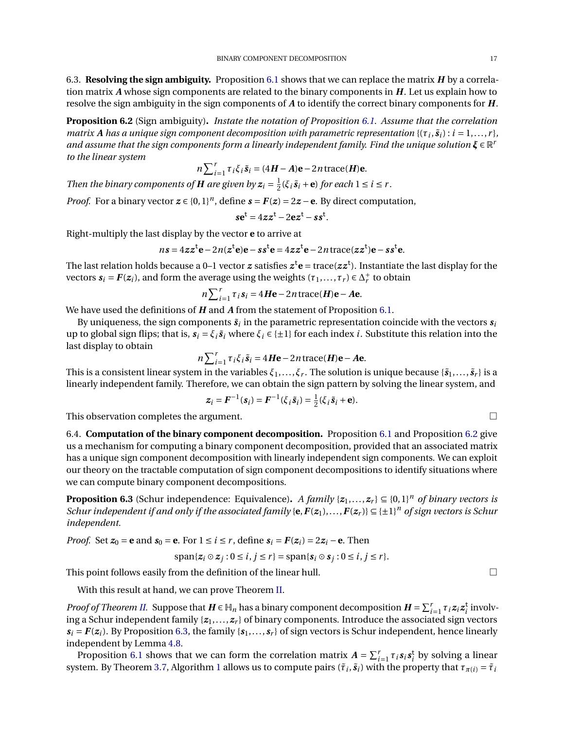6.3. **Resolving the sign ambiguity.** Proposition 6.1 shows that we can replace the matrix $\boldsymbol{H}$ by a correlation matrix $\boldsymbol{A}$ whose sign components are related to the binary components in $\boldsymbol{H}$. Let us explain how to resolve the sign ambiguity in the sign components of $\boldsymbol{A}$ to identify the correct binary components for $\boldsymbol{H}$.

**Proposition 6.2** (Sign ambiguity)**.** *Instate the notation of Proposition 6.1. Assume that the correlation matrix $\boldsymbol{A}$ has a unique sign component decomposition with parametric representation $\{(\tau_i, \tilde{\boldsymbol{s}}_i) : i = 1, \dots, r\}$, and assume that the sign components form a linearly independent family. Find the unique solution $\boldsymbol{\xi} \in \mathbb{R}^r$ to the linear system*

$$n \sum\nolimits_{i=1}^r \tau_i \xi_i \tilde{\boldsymbol{s}}_i = (4\boldsymbol{H} - \boldsymbol{A})\mathbf{e} - 2n \operatorname{trace}(\boldsymbol{H})\mathbf{e}.$$

*Then the binary components of $\boldsymbol{H}$ are given by $\boldsymbol{z}_i = \frac{1}{2}(\xi_i \tilde{\boldsymbol{s}}_i + \mathbf{e})$ for each $1 \le i \le r$.*

*Proof.* For a binary vector $\boldsymbol{z} \in \{0,1\}^n$, define $\boldsymbol{s} = \boldsymbol{F}(\boldsymbol{z}) = 2\boldsymbol{z} - \mathbf{e}$. By direct computation,

$$\boldsymbol{s}\mathbf{e}^{\mathsf{t}} = 4\boldsymbol{z}\boldsymbol{z}^{\mathsf{t}} - 2\mathbf{e}\boldsymbol{z}^{\mathsf{t}} - \boldsymbol{s}\boldsymbol{s}^{\mathsf{t}}.$$

Right-multiply the last display by the vector $\mathbf{e}$ to arrive at

$$n\boldsymbol{s} = 4\boldsymbol{z}\boldsymbol{z}^{\mathsf{t}}\mathbf{e} - 2n(\boldsymbol{z}^{\mathsf{t}}\mathbf{e})\mathbf{e} - \boldsymbol{s}\boldsymbol{s}^{\mathsf{t}}\mathbf{e} = 4\boldsymbol{z}\boldsymbol{z}^{\mathsf{t}}\mathbf{e} - 2n \operatorname{trace}(\boldsymbol{z}\boldsymbol{z}^{\mathsf{t}})\mathbf{e} - \boldsymbol{s}\boldsymbol{s}^{\mathsf{t}}\mathbf{e}.$$

The last relation holds because a 0–1 vector $\boldsymbol{z}$ satisfies $\boldsymbol{z}^{\mathsf{t}}\mathbf{e} = \operatorname{trace}(\boldsymbol{z}\boldsymbol{z}^{\mathsf{t}})$. Instantiate the last display for the vectors $\boldsymbol{s}_i = \boldsymbol{F}(\boldsymbol{z}_i)$, and form the average using the weights $(\tau_1, \dots, \tau_r) \in \Delta_r^+$ to obtain

$$n \sum\nolimits_{i=1}^r \tau_i \boldsymbol{s}_i = 4\boldsymbol{H}\mathbf{e} - 2n \operatorname{trace}(\boldsymbol{H})\mathbf{e} - \boldsymbol{A}\mathbf{e}.$$

We have used the definitions of $\boldsymbol{H}$ and $\boldsymbol{A}$ from the statement of Proposition 6.1.

By uniqueness, the sign components $\tilde{\boldsymbol{s}}_i$ in the parametric representation coincide with the vectors $\boldsymbol{s}_i$ up to global sign flips; that is, $\boldsymbol{s}_i = \xi_i \tilde{\boldsymbol{s}}_i$ where $\xi_i \in \{\pm 1\}$ for each index $i$. Substitute this relation into the last display to obtain

$$n \sum\nolimits_{i=1}^r \tau_i \xi_i \tilde{\boldsymbol{s}}_i = 4\boldsymbol{H}\mathbf{e} - 2n \operatorname{trace}(\boldsymbol{H})\mathbf{e} - \boldsymbol{A}\mathbf{e}.$$

This is a consistent linear system in the variables $\xi_1, \dots, \xi_r$. The solution is unique because $\{\tilde{\boldsymbol{s}}_1, \dots, \tilde{\boldsymbol{s}}_r\}$ is a linearly independent family. Therefore, we can obtain the sign pattern by solving the linear system, and

$$\boldsymbol{z}_i = \boldsymbol{F}^{-1}(\boldsymbol{s}_i) = \boldsymbol{F}^{-1}(\xi_i \tilde{\boldsymbol{s}}_i) = \tfrac{1}{2}(\xi_i \tilde{\boldsymbol{s}}_i + \mathbf{e}).$$

This observation completes the argument. □

6.4. **Computation of the binary component decomposition.** Proposition 6.1 and Proposition 6.2 give us a mechanism for computing a binary component decomposition, provided that an associated matrix has a unique sign component decomposition with linearly independent sign components. We can exploit our theory on the tractable computation of sign component decompositions to identify situations where we can compute binary component decompositions.

**Proposition 6.3** (Schur independence: Equivalence)**.** *A family $\{\boldsymbol{z}_1, \dots, \boldsymbol{z}_r\} \subseteq \{0,1\}^n$ of binary vectors is Schur independent if and only if the associated family $\{\mathbf{e}, \boldsymbol{F}(\boldsymbol{z}_1), \dots, \boldsymbol{F}(\boldsymbol{z}_r)\} \subseteq \{\pm 1\}^n$ of sign vectors is Schur independent.*

*Proof.* Set $\boldsymbol{z}_0 = \mathbf{e}$ and $\boldsymbol{s}_0 = \mathbf{e}$. For $1 \le i \le r$, define $\boldsymbol{s}_i = \boldsymbol{F}(\boldsymbol{z}_i) = 2\boldsymbol{z}_i - \mathbf{e}$. Then

$$\operatorname{span}\{\boldsymbol{z}_i \odot \boldsymbol{z}_j : 0 \le i, j \le r\} = \operatorname{span}\{\boldsymbol{s}_i \odot \boldsymbol{s}_j : 0 \le i, j \le r\}.$$

This point follows easily from the definition of the linear hull. □

With this result at hand, we can prove Theorem II.

*Proof of Theorem II.* Suppose that $\boldsymbol{H} \in \mathbb{H}_n$ has a binary component decomposition $\boldsymbol{H} = \sum_{i=1}^r \tau_i \boldsymbol{z}_i \boldsymbol{z}_i^{\mathsf{t}}$ involving a Schur independent family $\{\boldsymbol{z}_1, \dots, \boldsymbol{z}_r\}$ of binary components. Introduce the associated sign vectors $\boldsymbol{s}_i = \boldsymbol{F}(\boldsymbol{z}_i)$. By Proposition 6.3, the family $\{\boldsymbol{s}_1, \dots, \boldsymbol{s}_r\}$ of sign vectors is Schur independent, hence linearly independent by Lemma 4.8.

Proposition 6.1 shows that we can form the correlation matrix $\boldsymbol{A} = \sum_{i=1}^r \tau_i \boldsymbol{s}_i \boldsymbol{s}_i^{\mathsf{t}}$ by solving a linear system. By Theorem 3.7, Algorithm 1 allows us to compute pairs $(\tilde{\tau}_i, \tilde{\boldsymbol{s}}_i)$ with the property that $\tau_{\pi(i)} = \tilde{\tau}_i$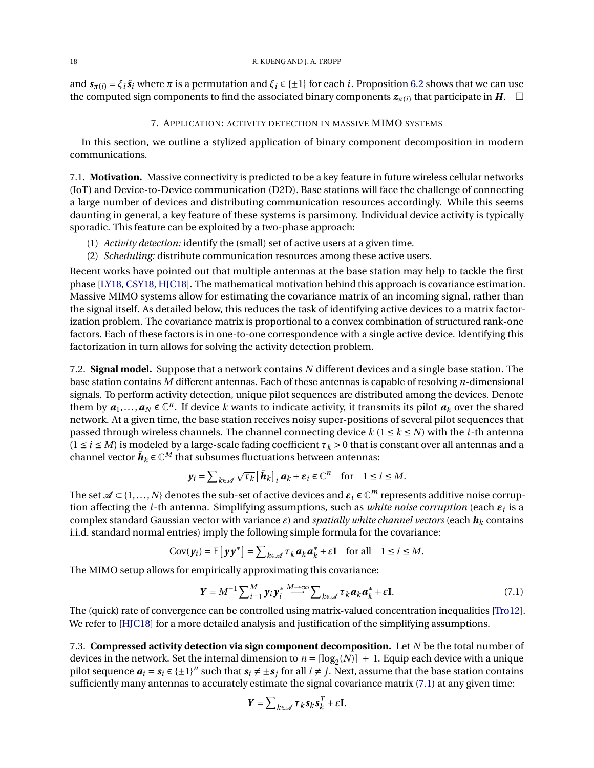and $\boldsymbol{s}_{\pi(i)} = \xi_i \tilde{\boldsymbol{s}}_i$ where $\pi$ is a permutation and $\xi_i \in \{\pm 1\}$ for each $i$. Proposition 6.2 shows that we can use the computed sign components to find the associated binary components $\boldsymbol{z}_{\pi(i)}$ that participate in $\boldsymbol{H}$. $\square$

## 7. Application: activity detection in massive MIMO systems

In this section, we outline a stylized application of binary component decomposition in modern communications.

7.1. **Motivation.** Massive connectivity is predicted to be a key feature in future wireless cellular networks (IoT) and Device-to-Device communication (D2D). Base stations will face the challenge of connecting a large number of devices and distributing communication resources accordingly. While this seems daunting in general, a key feature of these systems is parsimony. Individual device activity is typically sporadic. This feature can be exploited by a two-phase approach:

(1) *Activity detection:* identify the (small) set of active users at a given time.
(2) *Scheduling:* distribute communication resources among these active users.

Recent works have pointed out that multiple antennas at the base station may help to tackle the first phase [LY18, CSY18, HJC18]. The mathematical motivation behind this approach is covariance estimation. Massive MIMO systems allow for estimating the covariance matrix of an incoming signal, rather than the signal itself. As detailed below, this reduces the task of identifying active devices to a matrix factorization problem. The covariance matrix is proportional to a convex combination of structured rank-one factors. Each of these factors is in one-to-one correspondence with a single active device. Identifying this factorization in turn allows for solving the activity detection problem.

7.2. **Signal model.** Suppose that a network contains $N$ different devices and a single base station. The base station contains $M$ different antennas. Each of these antennas is capable of resolving $n$-dimensional signals. To perform activity detection, unique pilot sequences are distributed among the devices. Denote them by $\boldsymbol{a}_1, \ldots, \boldsymbol{a}_N \in \mathbb{C}^n$. If device $k$ wants to indicate activity, it transmits its pilot $\boldsymbol{a}_k$ over the shared network. At a given time, the base station receives noisy super-positions of several pilot sequences that passed through wireless channels. The channel connecting device $k$ ($1 \le k \le N$) with the $i$-th antenna ($1 \le i \le M$) is modeled by a large-scale fading coefficient $\tau_k > 0$ that is constant over all antennas and a channel vector $\tilde{\boldsymbol{h}}_k \in \mathbb{C}^M$ that subsumes fluctuations between antennas:

$$\boldsymbol{y}_i = \sum\nolimits_{k \in \mathscr{A}} \sqrt{\tau_k} \left[\tilde{\boldsymbol{h}}_k\right]_i \boldsymbol{a}_k + \boldsymbol{\varepsilon}_i \in \mathbb{C}^n \quad \text{for} \quad 1 \le i \le M.$$

The set $\mathscr{A} \subset \{1, \ldots, N\}$ denotes the sub-set of active devices and $\boldsymbol{\varepsilon}_i \in \mathbb{C}^m$ represents additive noise corruption affecting the $i$-th antenna. Simplifying assumptions, such as *white noise corruption* (each $\boldsymbol{\varepsilon}_i$ is a complex standard Gaussian vector with variance $\varepsilon$) and *spatially white channel vectors* (each $\boldsymbol{h}_k$ contains i.i.d. standard normal entries) imply the following simple formula for the covariance:

$$\operatorname{Cov}(\boldsymbol{y}_i) = \mathbb{E}\left[\boldsymbol{y}\boldsymbol{y}^*\right] = \sum\nolimits_{k \in \mathscr{A}} \tau_k \boldsymbol{a}_k \boldsymbol{a}_k^* + \varepsilon \mathbf{I} \quad \text{for all} \quad 1 \le i \le M.$$

The MIMO setup allows for empirically approximating this covariance:

$$\boldsymbol{Y} = M^{-1} \sum\nolimits_{i=1}^M \boldsymbol{y}_i \boldsymbol{y}_i^* \overset{M \to \infty}{\longrightarrow} \sum\nolimits_{k \in \mathscr{A}} \tau_k \boldsymbol{a}_k \boldsymbol{a}_k^* + \varepsilon \mathbf{I}. \tag{7.1}$$

The (quick) rate of convergence can be controlled using matrix-valued concentration inequalities [Tro12]. We refer to [HJC18] for a more detailed analysis and justification of the simplifying assumptions.

7.3. **Compressed activity detection via sign component decomposition.** Let $N$ be the total number of devices in the network. Set the internal dimension to $n = \lceil \log_2(N) \rceil + 1$. Equip each device with a unique pilot sequence $\boldsymbol{a}_i = \boldsymbol{s}_i \in \{\pm 1\}^n$ such that $\boldsymbol{s}_i \neq \pm \boldsymbol{s}_j$ for all $i \neq j$. Next, assume that the base station contains sufficiently many antennas to accurately estimate the signal covariance matrix (7.1) at any given time:

$$\boldsymbol{Y} = \sum\nolimits_{k \in \mathscr{A}} \tau_k \boldsymbol{s}_k \boldsymbol{s}_k^T + \varepsilon \mathbf{I}.$$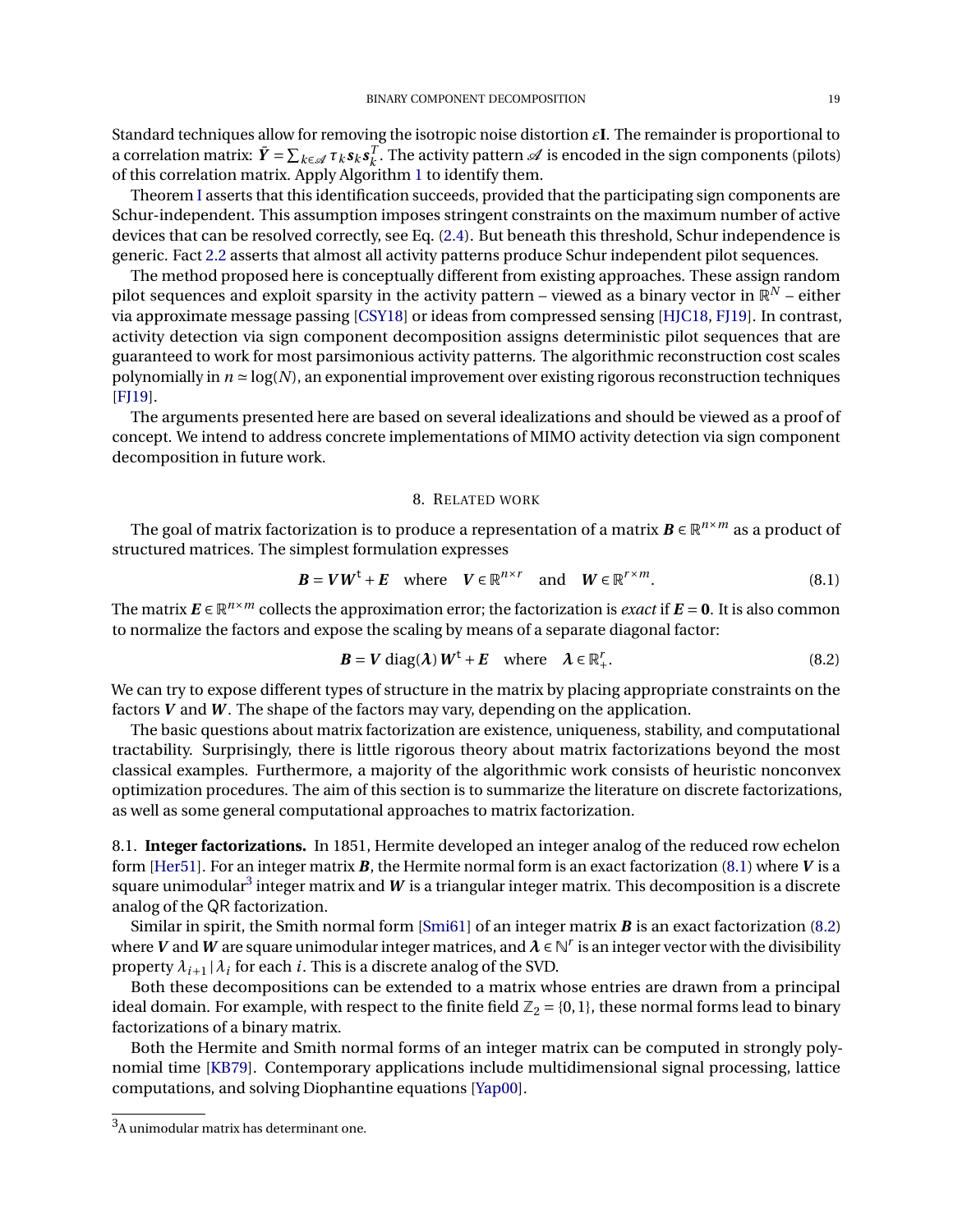Standard techniques allow for removing the isotropic noise distortion $\varepsilon\mathbf{I}$. The remainder is proportional to a correlation matrix: $\tilde{\boldsymbol{Y}} = \sum_{k\in\mathscr{A}} \tau_k \boldsymbol{s}_k \boldsymbol{s}_k^T$. The activity pattern $\mathscr{A}$ is encoded in the sign components (pilots) of this correlation matrix. Apply Algorithm 1 to identify them.

Theorem I asserts that this identification succeeds, provided that the participating sign components are Schur-independent. This assumption imposes stringent constraints on the maximum number of active devices that can be resolved correctly, see Eq. (2.4). But beneath this threshold, Schur independence is generic. Fact 2.2 asserts that almost all activity patterns produce Schur independent pilot sequences.

The method proposed here is conceptually different from existing approaches. These assign random pilot sequences and exploit sparsity in the activity pattern – viewed as a binary vector in $\mathbb{R}^N$ – either via approximate message passing [CSY18] or ideas from compressed sensing [HJC18, FJ19]. In contrast, activity detection via sign component decomposition assigns deterministic pilot sequences that are guaranteed to work for most parsimonious activity patterns. The algorithmic reconstruction cost scales polynomially in $n \simeq \log(N)$, an exponential improvement over existing rigorous reconstruction techniques [FJ19].

The arguments presented here are based on several idealizations and should be viewed as a proof of concept. We intend to address concrete implementations of MIMO activity detection via sign component decomposition in future work.

## 8. Related work

The goal of matrix factorization is to produce a representation of a matrix $\boldsymbol{B} \in \mathbb{R}^{n\times m}$ as a product of structured matrices. The simplest formulation expresses

$$\boldsymbol{B} = \boldsymbol{V}\boldsymbol{W}^{\mathrm{t}} + \boldsymbol{E} \quad \text{where} \quad \boldsymbol{V} \in \mathbb{R}^{n\times r} \quad \text{and} \quad \boldsymbol{W} \in \mathbb{R}^{r\times m}. \tag{8.1}$$

The matrix $\boldsymbol{E} \in \mathbb{R}^{n\times m}$ collects the approximation error; the factorization is *exact* if $\boldsymbol{E} = \mathbf{0}$. It is also common to normalize the factors and expose the scaling by means of a separate diagonal factor:

$$\boldsymbol{B} = \boldsymbol{V}\,\operatorname{diag}(\boldsymbol{\lambda})\,\boldsymbol{W}^{\mathrm{t}} + \boldsymbol{E} \quad \text{where} \quad \boldsymbol{\lambda} \in \mathbb{R}^r_+. \tag{8.2}$$

We can try to expose different types of structure in the matrix by placing appropriate constraints on the factors $\boldsymbol{V}$ and $\boldsymbol{W}$. The shape of the factors may vary, depending on the application.

The basic questions about matrix factorization are existence, uniqueness, stability, and computational tractability. Surprisingly, there is little rigorous theory about matrix factorizations beyond the most classical examples. Furthermore, a majority of the algorithmic work consists of heuristic nonconvex optimization procedures. The aim of this section is to summarize the literature on discrete factorizations, as well as some general computational approaches to matrix factorization.

### 8.1. Integer factorizations.

In 1851, Hermite developed an integer analog of the reduced row echelon form [Her51]. For an integer matrix $\boldsymbol{B}$, the Hermite normal form is an exact factorization (8.1) where $\boldsymbol{V}$ is a square unimodular[3] integer matrix and $\boldsymbol{W}$ is a triangular integer matrix. This decomposition is a discrete analog of the QR factorization.

Similar in spirit, the Smith normal form [Smi61] of an integer matrix $\boldsymbol{B}$ is an exact factorization (8.2) where $\boldsymbol{V}$ and $\boldsymbol{W}$ are square unimodular integer matrices, and $\boldsymbol{\lambda} \in \mathbb{N}^r$ is an integer vector with the divisibility property $\lambda_{i+1} \,|\, \lambda_i$ for each $i$. This is a discrete analog of the SVD.

Both these decompositions can be extended to a matrix whose entries are drawn from a principal ideal domain. For example, with respect to the finite field $\mathbb{Z}_2 = \{0,1\}$, these normal forms lead to binary factorizations of a binary matrix.

Both the Hermite and Smith normal forms of an integer matrix can be computed in strongly polynomial time [KB79]. Contemporary applications include multidimensional signal processing, lattice computations, and solving Diophantine equations [Yap00].

[3] A unimodular matrix has determinant one.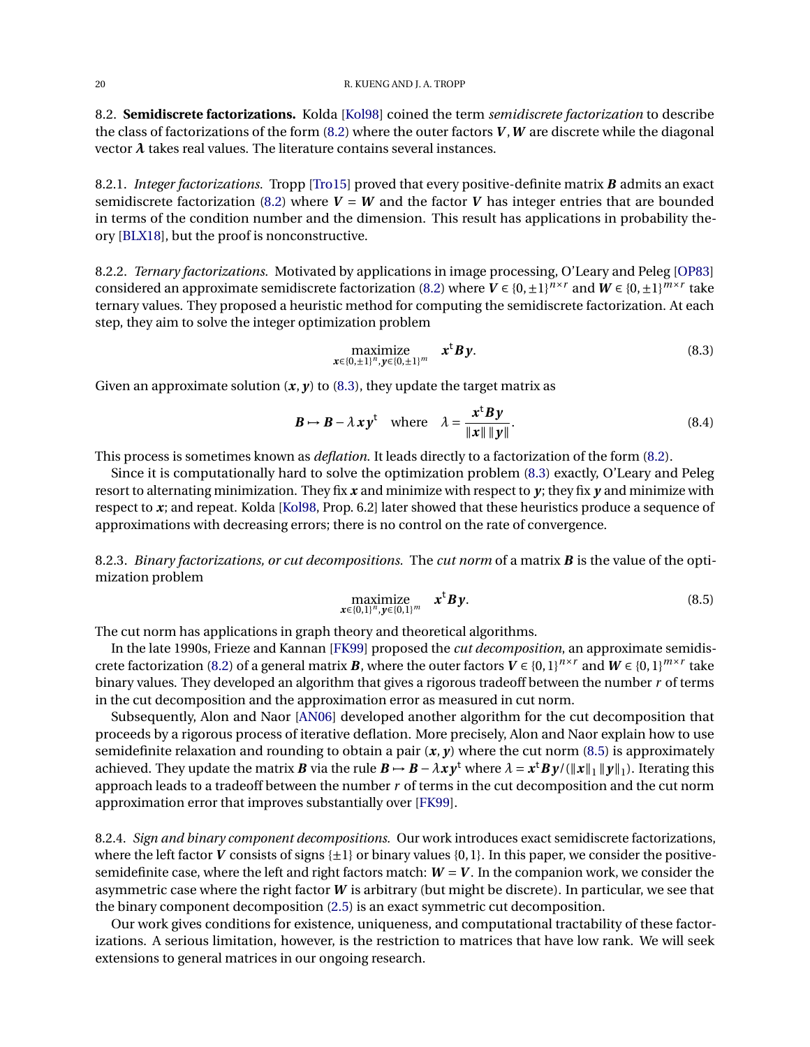### 8.2. **Semidiscrete factorizations.**

Kolda [Kol98] coined the term *semidiscrete factorization* to describe the class of factorizations of the form (8.2) where the outer factors $\boldsymbol{V}, \boldsymbol{W}$ are discrete while the diagonal vector $\boldsymbol{\lambda}$ takes real values. The literature contains several instances.

#### 8.2.1. *Integer factorizations.*

Tropp [Tro15] proved that every positive-definite matrix $\boldsymbol{B}$ admits an exact semidiscrete factorization (8.2) where $\boldsymbol{V} = \boldsymbol{W}$ and the factor $\boldsymbol{V}$ has integer entries that are bounded in terms of the condition number and the dimension. This result has applications in probability theory [BLX18], but the proof is nonconstructive.

#### 8.2.2. *Ternary factorizations.*

Motivated by applications in image processing, O'Leary and Peleg [OP83] considered an approximate semidiscrete factorization (8.2) where $\boldsymbol{V} \in \{0, \pm 1\}^{n \times r}$ and $\boldsymbol{W} \in \{0, \pm 1\}^{m \times r}$ take ternary values. They proposed a heuristic method for computing the semidiscrete factorization. At each step, they aim to solve the integer optimization problem

$$\underset{\boldsymbol{x} \in \{0, \pm 1\}^n, \boldsymbol{y} \in \{0, \pm 1\}^m}{\text{maximize}} \quad \boldsymbol{x}^{\mathrm{t}} \boldsymbol{B} \boldsymbol{y}. \tag{8.3}$$

Given an approximate solution $(\boldsymbol{x}, \boldsymbol{y})$ to (8.3), they update the target matrix as

$$\boldsymbol{B} \mapsto \boldsymbol{B} - \lambda \boldsymbol{x} \boldsymbol{y}^{\mathrm{t}} \quad \text{where} \quad \lambda = \frac{\boldsymbol{x}^{\mathrm{t}} \boldsymbol{B} \boldsymbol{y}}{\|\boldsymbol{x}\| \, \|\boldsymbol{y}\|}. \tag{8.4}$$

This process is sometimes known as *deflation*. It leads directly to a factorization of the form (8.2).

Since it is computationally hard to solve the optimization problem (8.3) exactly, O'Leary and Peleg resort to alternating minimization. They fix $\boldsymbol{x}$ and minimize with respect to $\boldsymbol{y}$; they fix $\boldsymbol{y}$ and minimize with respect to $\boldsymbol{x}$; and repeat. Kolda [Kol98, Prop. 6.2] later showed that these heuristics produce a sequence of approximations with decreasing errors; there is no control on the rate of convergence.

#### 8.2.3. *Binary factorizations, or cut decompositions.*

The *cut norm* of a matrix $\boldsymbol{B}$ is the value of the optimization problem

$$\underset{\boldsymbol{x} \in \{0,1\}^n, \boldsymbol{y} \in \{0,1\}^m}{\text{maximize}} \quad \boldsymbol{x}^{\mathrm{t}} \boldsymbol{B} \boldsymbol{y}. \tag{8.5}$$

The cut norm has applications in graph theory and theoretical algorithms.

In the late 1990s, Frieze and Kannan [FK99] proposed the *cut decomposition*, an approximate semidiscrete factorization (8.2) of a general matrix $\boldsymbol{B}$, where the outer factors $\boldsymbol{V} \in \{0, 1\}^{n \times r}$ and $\boldsymbol{W} \in \{0, 1\}^{m \times r}$ take binary values. They developed an algorithm that gives a rigorous tradeoff between the number $r$ of terms in the cut decomposition and the approximation error as measured in cut norm.

Subsequently, Alon and Naor [AN06] developed another algorithm for the cut decomposition that proceeds by a rigorous process of iterative deflation. More precisely, Alon and Naor explain how to use semidefinite relaxation and rounding to obtain a pair $(\boldsymbol{x}, \boldsymbol{y})$ where the cut norm (8.5) is approximately achieved. They update the matrix $\boldsymbol{B}$ via the rule $\boldsymbol{B} \mapsto \boldsymbol{B} - \lambda \boldsymbol{x} \boldsymbol{y}^{\mathrm{t}}$ where $\lambda = \boldsymbol{x}^{\mathrm{t}} \boldsymbol{B} \boldsymbol{y} / (\|\boldsymbol{x}\|_1 \|\boldsymbol{y}\|_1)$. Iterating this approach leads to a tradeoff between the number $r$ of terms in the cut decomposition and the cut norm approximation error that improves substantially over [FK99].

#### 8.2.4. *Sign and binary component decompositions.*

Our work introduces exact semidiscrete factorizations, where the left factor $\boldsymbol{V}$ consists of signs $\{\pm 1\}$ or binary values $\{0, 1\}$. In this paper, we consider the positive-semidefinite case, where the left and right factors match: $\boldsymbol{W} = \boldsymbol{V}$. In the companion work, we consider the asymmetric case where the right factor $\boldsymbol{W}$ is arbitrary (but might be discrete). In particular, we see that the binary component decomposition (2.5) is an exact symmetric cut decomposition.

Our work gives conditions for existence, uniqueness, and computational tractability of these factorizations. A serious limitation, however, is the restriction to matrices that have low rank. We will seek extensions to general matrices in our ongoing research.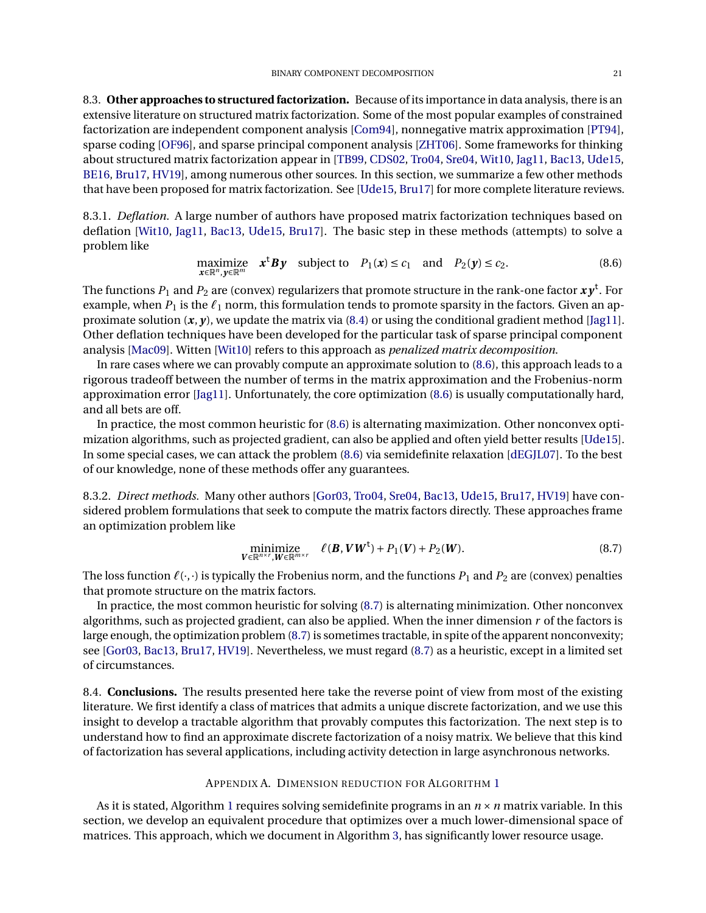### 8.3. **Other approaches to structured factorization.**

Because of its importance in data analysis, there is an extensive literature on structured matrix factorization. Some of the most popular examples of constrained factorization are independent component analysis [Com94], nonnegative matrix approximation [PT94], sparse coding [OF96], and sparse principal component analysis [ZHT06]. Some frameworks for thinking about structured matrix factorization appear in [TB99, CDS02, Tro04, Sre04, Wit10, Jag11, Bac13, Ude15, BE16, Bru17, HV19], among numerous other sources. In this section, we summarize a few other methods that have been proposed for matrix factorization. See [Ude15, Bru17] for more complete literature reviews.

#### 8.3.1. *Deflation.*

A large number of authors have proposed matrix factorization techniques based on deflation [Wit10, Jag11, Bac13, Ude15, Bru17]. The basic step in these methods (attempts) to solve a problem like

$$\underset{\boldsymbol{x}\in\mathbb{R}^n,\boldsymbol{y}\in\mathbb{R}^m}{\text{maximize}} \quad \boldsymbol{x}^{\mathsf{t}}\boldsymbol{B}\boldsymbol{y} \quad \text{subject to} \quad P_1(\boldsymbol{x}) \le c_1 \quad \text{and} \quad P_2(\boldsymbol{y}) \le c_2. \tag{8.6}$$

The functions $P_1$ and $P_2$ are (convex) regularizers that promote structure in the rank-one factor $\boldsymbol{x}\boldsymbol{y}^{\mathsf{t}}$. For example, when $P_1$ is the $\ell_1$ norm, this formulation tends to promote sparsity in the factors. Given an approximate solution $(\boldsymbol{x},\boldsymbol{y})$, we update the matrix via (8.4) or using the conditional gradient method [Jag11]. Other deflation techniques have been developed for the particular task of sparse principal component analysis [Mac09]. Witten [Wit10] refers to this approach as *penalized matrix decomposition*.

In rare cases where we can provably compute an approximate solution to (8.6), this approach leads to a rigorous tradeoff between the number of terms in the matrix approximation and the Frobenius-norm approximation error [Jag11]. Unfortunately, the core optimization (8.6) is usually computationally hard, and all bets are off.

In practice, the most common heuristic for (8.6) is alternating maximization. Other nonconvex optimization algorithms, such as projected gradient, can also be applied and often yield better results [Ude15]. In some special cases, we can attack the problem (8.6) via semidefinite relaxation [dEGJL07]. To the best of our knowledge, none of these methods offer any guarantees.

#### 8.3.2. *Direct methods.*

Many other authors [Gor03, Tro04, Sre04, Bac13, Ude15, Bru17, HV19] have considered problem formulations that seek to compute the matrix factors directly. These approaches frame an optimization problem like

$$\underset{\boldsymbol{V}\in\mathbb{R}^{n\times r},\boldsymbol{W}\in\mathbb{R}^{m\times r}}{\text{minimize}} \quad \ell(\boldsymbol{B},\boldsymbol{V}\boldsymbol{W}^{\mathsf{t}}) + P_1(\boldsymbol{V}) + P_2(\boldsymbol{W}). \tag{8.7}$$

The loss function $\ell(\cdot,\cdot)$ is typically the Frobenius norm, and the functions $P_1$ and $P_2$ are (convex) penalties that promote structure on the matrix factors.

In practice, the most common heuristic for solving (8.7) is alternating minimization. Other nonconvex algorithms, such as projected gradient, can also be applied. When the inner dimension $r$ of the factors is large enough, the optimization problem (8.7) is sometimes tractable, in spite of the apparent nonconvexity; see [Gor03, Bac13, Bru17, HV19]. Nevertheless, we must regard (8.7) as a heuristic, except in a limited set of circumstances.

### 8.4. **Conclusions.**

The results presented here take the reverse point of view from most of the existing literature. We first identify a class of matrices that admits a unique discrete factorization, and we use this insight to develop a tractable algorithm that provably computes this factorization. The next step is to understand how to find an approximate discrete factorization of a noisy matrix. We believe that this kind of factorization has several applications, including activity detection in large asynchronous networks.

## Appendix A. Dimension reduction for Algorithm 1

As it is stated, Algorithm 1 requires solving semidefinite programs in an $n \times n$ matrix variable. In this section, we develop an equivalent procedure that optimizes over a much lower-dimensional space of matrices. This approach, which we document in Algorithm 3, has significantly lower resource usage.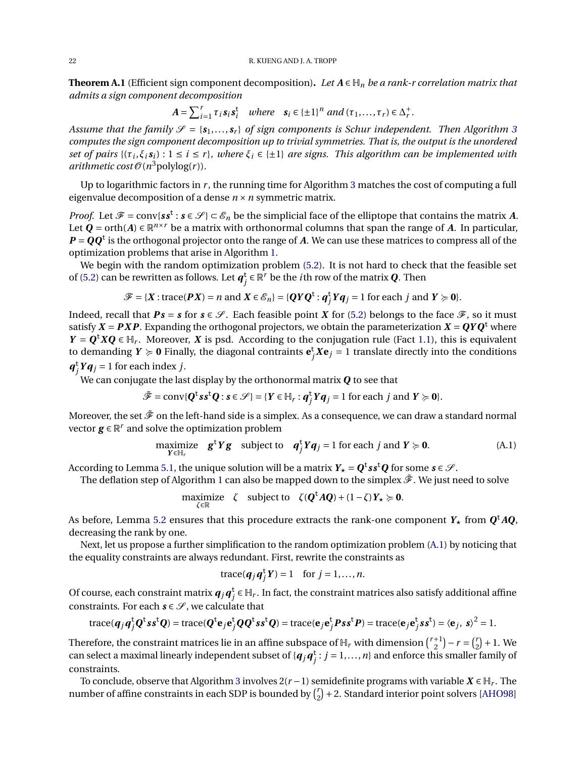**Theorem A.1** (Efficient sign component decomposition)**.** *Let $\boldsymbol{A} \in \mathbb{H}_n$ be a rank-$r$ correlation matrix that admits a sign component decomposition*

$$\boldsymbol{A} = \sum_{i=1}^{r} \tau_i \boldsymbol{s}_i \boldsymbol{s}_i^{\mathsf{t}} \quad \textit{where} \quad \boldsymbol{s}_i \in \{\pm 1\}^n \textit{ and } (\tau_1, \dots, \tau_r) \in \Delta_r^+.$$

*Assume that the family $\mathscr{S} = \{\boldsymbol{s}_1, \dots, \boldsymbol{s}_r\}$ of sign components is Schur independent. Then Algorithm 3 computes the sign component decomposition up to trivial symmetries. That is, the output is the unordered set of pairs $\{(\tau_i, \xi_i \boldsymbol{s}_i) : 1 \le i \le r\}$, where $\xi_i \in \{\pm 1\}$ are signs. This algorithm can be implemented with arithmetic cost $\mathcal{O}(n^3 \operatorname{polylog}(r))$.*

Up to logarithmic factors in $r$, the running time for Algorithm 3 matches the cost of computing a full eigenvalue decomposition of a dense $n \times n$ symmetric matrix.

*Proof.* Let $\mathscr{F} = \operatorname{conv}\{\boldsymbol{s}\boldsymbol{s}^{\mathsf{t}} : \boldsymbol{s} \in \mathscr{S}\} \subset \mathscr{E}_n$ be the simplicial face of the elliptope that contains the matrix $\boldsymbol{A}$. Let $\boldsymbol{Q} = \operatorname{orth}(\boldsymbol{A}) \in \mathbb{R}^{n \times r}$ be a matrix with orthonormal columns that span the range of $\boldsymbol{A}$. In particular, $\boldsymbol{P} = \boldsymbol{Q}\boldsymbol{Q}^{\mathsf{t}}$ is the orthogonal projector onto the range of $\boldsymbol{A}$. We can use these matrices to compress all of the optimization problems that arise in Algorithm 1.

We begin with the random optimization problem (5.2). It is not hard to check that the feasible set of (5.2) can be rewritten as follows. Let $\boldsymbol{q}_j^{\mathsf{t}} \in \mathbb{R}^r$ be the $i$th row of the matrix $\boldsymbol{Q}$. Then

$$\mathscr{F} = \{\boldsymbol{X} : \operatorname{trace}(\boldsymbol{P}\boldsymbol{X}) = n \text{ and } \boldsymbol{X} \in \mathscr{E}_n\} = \{\boldsymbol{Q}\boldsymbol{Y}\boldsymbol{Q}^{\mathsf{t}} : \boldsymbol{q}_j^{\mathsf{t}} \boldsymbol{Y} \boldsymbol{q}_j = 1 \text{ for each } j \text{ and } \boldsymbol{Y} \succcurlyeq \boldsymbol{0}\}.$$

Indeed, recall that $\boldsymbol{P}\boldsymbol{s} = \boldsymbol{s}$ for $\boldsymbol{s} \in \mathscr{S}$. Each feasible point $\boldsymbol{X}$ for (5.2) belongs to the face $\mathscr{F}$, so it must satisfy $\boldsymbol{X} = \boldsymbol{P}\boldsymbol{X}\boldsymbol{P}$. Expanding the orthogonal projectors, we obtain the parameterization $\boldsymbol{X} = \boldsymbol{Q}\boldsymbol{Y}\boldsymbol{Q}^{\mathsf{t}}$ where $\boldsymbol{Y} = \boldsymbol{Q}^{\mathsf{t}}\boldsymbol{X}\boldsymbol{Q} \in \mathbb{H}_r$. Moreover, $\boldsymbol{X}$ is psd. According to the conjugation rule (Fact 1.1), this is equivalent to demanding $\boldsymbol{Y} \succcurlyeq \boldsymbol{0}$ Finally, the diagonal contraints $\mathbf{e}_j^{\mathsf{t}} \boldsymbol{X} \mathbf{e}_j = 1$ translate directly into the conditions $\boldsymbol{q}_j^{\mathsf{t}} \boldsymbol{Y} \boldsymbol{q}_j = 1$ for each index $j$.

We can conjugate the last display by the orthonormal matrix $\boldsymbol{Q}$ to see that

$$\tilde{\mathscr{F}} = \operatorname{conv}\{\boldsymbol{Q}^{\mathsf{t}}\boldsymbol{s}\boldsymbol{s}^{\mathsf{t}}\boldsymbol{Q} : \boldsymbol{s} \in \mathscr{S}\} = \{\boldsymbol{Y} \in \mathbb{H}_r : \boldsymbol{q}_j^{\mathsf{t}} \boldsymbol{Y} \boldsymbol{q}_j = 1 \text{ for each } j \text{ and } \boldsymbol{Y} \succcurlyeq \boldsymbol{0}\}.$$

Moreover, the set $\tilde{\mathscr{F}}$ on the left-hand side is a simplex. As a consequence, we can draw a standard normal vector $\boldsymbol{g} \in \mathbb{R}^r$ and solve the optimization problem

$$\underset{\boldsymbol{Y} \in \mathbb{H}_r}{\text{maximize}} \quad \boldsymbol{g}^{\mathsf{t}} \boldsymbol{Y} \boldsymbol{g} \quad \text{subject to} \quad \boldsymbol{q}_j^{\mathsf{t}} \boldsymbol{Y} \boldsymbol{q}_j = 1 \text{ for each } j \text{ and } \boldsymbol{Y} \succcurlyeq \boldsymbol{0}. \tag{A.1}$$

According to Lemma 5.1, the unique solution will be a matrix $\boldsymbol{Y}_\star = \boldsymbol{Q}^{\mathsf{t}}\boldsymbol{s}\boldsymbol{s}^{\mathsf{t}}\boldsymbol{Q}$ for some $\boldsymbol{s} \in \mathscr{S}$.

The deflation step of Algorithm 1 can also be mapped down to the simplex $\tilde{\mathscr{F}}$. We just need to solve

$$\underset{\zeta \in \mathbb{R}}{\text{maximize}} \quad \zeta \quad \text{subject to} \quad \zeta(\boldsymbol{Q}^{\mathsf{t}}\boldsymbol{A}\boldsymbol{Q}) + (1-\zeta)\boldsymbol{Y}_\star \succcurlyeq \boldsymbol{0}.$$

As before, Lemma 5.2 ensures that this procedure extracts the rank-one component $\boldsymbol{Y}_\star$ from $\boldsymbol{Q}^{\mathsf{t}}\boldsymbol{A}\boldsymbol{Q}$, decreasing the rank by one.

Next, let us propose a further simplification to the random optimization problem (A.1) by noticing that the equality constraints are always redundant. First, rewrite the constraints as

$$\operatorname{trace}(\boldsymbol{q}_j \boldsymbol{q}_j^{\mathsf{t}} \boldsymbol{Y}) = 1 \quad \text{for } j = 1, \dots, n.$$

Of course, each constraint matrix $\boldsymbol{q}_j \boldsymbol{q}_j^{\mathsf{t}} \in \mathbb{H}_r$. In fact, the constraint matrices also satisfy additional affine constraints. For each $\boldsymbol{s} \in \mathscr{S}$, we calculate that

$$\operatorname{trace}(\boldsymbol{q}_j \boldsymbol{q}_j^{\mathsf{t}} \boldsymbol{Q}^{\mathsf{t}}\boldsymbol{s}\boldsymbol{s}^{\mathsf{t}}\boldsymbol{Q}) = \operatorname{trace}(\boldsymbol{Q}^{\mathsf{t}}\mathbf{e}_j\mathbf{e}_j^{\mathsf{t}}\boldsymbol{Q}\boldsymbol{Q}^{\mathsf{t}}\boldsymbol{s}\boldsymbol{s}^{\mathsf{t}}\boldsymbol{Q}) = \operatorname{trace}(\mathbf{e}_j\mathbf{e}_j^{\mathsf{t}}\boldsymbol{P}\boldsymbol{s}\boldsymbol{s}^{\mathsf{t}}\boldsymbol{P}) = \operatorname{trace}(\mathbf{e}_j\mathbf{e}_j^{\mathsf{t}}\boldsymbol{s}\boldsymbol{s}^{\mathsf{t}}) = \langle \mathbf{e}_j, \boldsymbol{s}\rangle^2 = 1.$$

Therefore, the constraint matrices lie in an affine subspace of $\mathbb{H}_r$ with dimension $\binom{r+1}{2} - r = \binom{r}{2} + 1$. We can select a maximal linearly independent subset of $\{\boldsymbol{q}_j \boldsymbol{q}_j^{\mathsf{t}} : j = 1, \dots, n\}$ and enforce this smaller family of constraints.

To conclude, observe that Algorithm 3 involves $2(r-1)$ semidefinite programs with variable $\boldsymbol{X} \in \mathbb{H}_r$. The number of affine constraints in each SDP is bounded by $\binom{r}{2} + 2$. Standard interior point solvers [AHO98]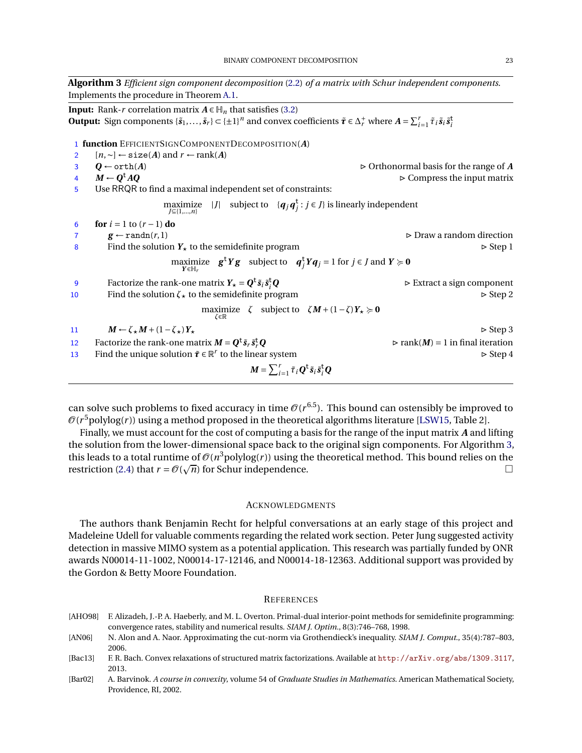**Algorithm 3** *Efficient sign component decomposition* (2.2) *of a matrix with Schur independent components.* Implements the procedure in Theorem A.1.

**Input:** Rank-$r$ correlation matrix $\boldsymbol{A} \in \mathbb{H}_n$ that satisfies (3.2)
**Output:** Sign components $\{\tilde{\boldsymbol{s}}_1, \dots, \tilde{\boldsymbol{s}}_r\} \subset \{\pm 1\}^n$ and convex coefficients $\tilde{\boldsymbol{\tau}} \in \Delta_r^+$ where $\boldsymbol{A} = \sum_{i=1}^r \tilde{\tau}_i \tilde{\boldsymbol{s}}_i \tilde{\boldsymbol{s}}_i^{\mathsf{t}}$

1 **function** EfficientSignComponentDecomposition($\boldsymbol{A}$)
2 $\quad [n, \sim] \leftarrow \texttt{size}(\boldsymbol{A})$ and $r \leftarrow \operatorname{rank}(\boldsymbol{A})$
3 $\quad \boldsymbol{Q} \leftarrow \texttt{orth}(\boldsymbol{A})$ ▷ Orthonormal basis for the range of $\boldsymbol{A}$
4 $\quad \boldsymbol{M} \leftarrow \boldsymbol{Q}^{\mathsf{t}} \boldsymbol{A} \boldsymbol{Q}$ ▷ Compress the input matrix
5 $\quad$ Use RRQR to find a maximal independent set of constraints:

$$\underset{J \subseteq \{1,\dots,n\}}{\text{maximize}} \quad |J| \quad \text{subject to} \quad \{\boldsymbol{q}_j \boldsymbol{q}_j^{\mathsf{t}} : j \in J\} \text{ is linearly independent}$$

6 $\quad$ **for** $i = 1$ to $(r-1)$ **do**
7 $\qquad \boldsymbol{g} \leftarrow \texttt{randn}(r, 1)$ ▷ Draw a random direction
8 $\qquad$ Find the solution $\boldsymbol{Y}_\star$ to the semidefinite program ▷ Step 1

$$\underset{\boldsymbol{Y} \in \mathbb{H}_r}{\text{maximize}} \quad \boldsymbol{g}^{\mathsf{t}} \boldsymbol{Y} \boldsymbol{g} \quad \text{subject to} \quad \boldsymbol{q}_j^{\mathsf{t}} \boldsymbol{Y} \boldsymbol{q}_j = 1 \text{ for } j \in J \text{ and } \boldsymbol{Y} \succcurlyeq \boldsymbol{0}$$

9 $\qquad$ Factorize the rank-one matrix $\boldsymbol{Y}_\star = \boldsymbol{Q}^{\mathsf{t}} \tilde{\boldsymbol{s}}_i \tilde{\boldsymbol{s}}_i^{\mathsf{t}} \boldsymbol{Q}$ ▷ Extract a sign component
10 $\qquad$ Find the solution $\zeta_\star$ to the semidefinite program ▷ Step 2

$$\underset{\zeta \in \mathbb{R}}{\text{maximize}} \quad \zeta \quad \text{subject to} \quad \zeta \boldsymbol{M} + (1-\zeta) \boldsymbol{Y}_\star \succcurlyeq \boldsymbol{0}$$

11 $\qquad \boldsymbol{M} \leftarrow \zeta_\star \boldsymbol{M} + (1-\zeta_\star) \boldsymbol{Y}_\star$ ▷ Step 3
12 $\quad$ Factorize the rank-one matrix $\boldsymbol{M} = \boldsymbol{Q}^{\mathsf{t}} \tilde{\boldsymbol{s}}_r \tilde{\boldsymbol{s}}_r^{\mathsf{t}} \boldsymbol{Q}$ ▷ $\operatorname{rank}(\boldsymbol{M}) = 1$ in final iteration
13 $\quad$ Find the unique solution $\tilde{\boldsymbol{\tau}} \in \mathbb{R}^r$ to the linear system ▷ Step 4

$$\boldsymbol{M} = \sum_{i=1}^r \tilde{\tau}_i \boldsymbol{Q}^{\mathsf{t}} \tilde{\boldsymbol{s}}_i \tilde{\boldsymbol{s}}_i^{\mathsf{t}} \boldsymbol{Q}$$

---

can solve such problems to fixed accuracy in time $\mathcal{O}(r^{6.5})$. This bound can ostensibly be improved to $\mathcal{O}(r^5 \text{polylog}(r))$ using a method proposed in the theoretical algorithms literature [LSW15, Table 2].

Finally, we must account for the cost of computing a basis for the range of the input matrix $\boldsymbol{A}$ and lifting the solution from the lower-dimensional space back to the original sign components. For Algorithm 3, this leads to a total runtime of $\mathcal{O}(n^3 \text{polylog}(r))$ using the theoretical method. This bound relies on the restriction (2.4) that $r = \mathcal{O}(\sqrt{n})$ for Schur independence. □

## Acknowledgments

The authors thank Benjamin Recht for helpful conversations at an early stage of this project and Madeleine Udell for valuable comments regarding the related work section. Peter Jung suggested activity detection in massive MIMO system as a potential application. This research was partially funded by ONR awards N00014-11-1002, N00014-17-12146, and N00014-18-12363. Additional support was provided by the Gordon & Betty Moore Foundation.

## References

[AHO98] F. Alizadeh, J.-P. A. Haeberly, and M. L. Overton. Primal-dual interior-point methods for semidefinite programming: convergence rates, stability and numerical results. *SIAM J. Optim.*, 8(3):746–768, 1998.

[AN06] N. Alon and A. Naor. Approximating the cut-norm via Grothendieck's inequality. *SIAM J. Comput.*, 35(4):787–803, 2006.

[Bac13] F. R. Bach. Convex relaxations of structured matrix factorizations. Available at http://arXiv.org/abs/1309.3117, 2013.

[Bar02] A. Barvinok. *A course in convexity*, volume 54 of *Graduate Studies in Mathematics*. American Mathematical Society, Providence, RI, 2002.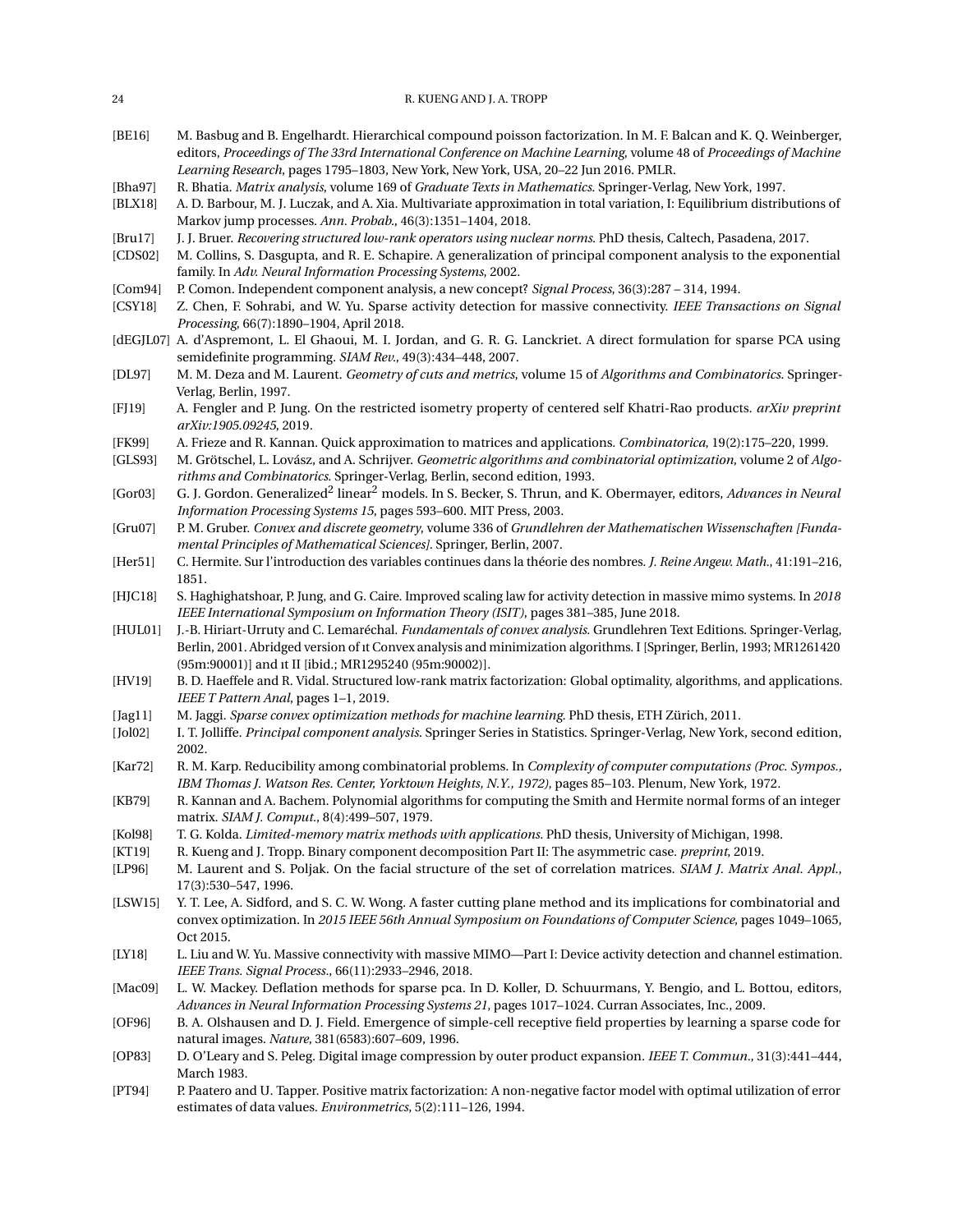[BE16] M. Basbug and B. Engelhardt. Hierarchical compound poisson factorization. In M. F. Balcan and K. Q. Weinberger, editors, *Proceedings of The 33rd International Conference on Machine Learning*, volume 48 of *Proceedings of Machine Learning Research*, pages 1795–1803, New York, New York, USA, 20–22 Jun 2016. PMLR.

[Bha97] R. Bhatia. *Matrix analysis*, volume 169 of *Graduate Texts in Mathematics*. Springer-Verlag, New York, 1997.

[BLX18] A. D. Barbour, M. J. Luczak, and A. Xia. Multivariate approximation in total variation, I: Equilibrium distributions of Markov jump processes. *Ann. Probab.*, 46(3):1351–1404, 2018.

[Bru17] J. J. Bruer. *Recovering structured low-rank operators using nuclear norms*. PhD thesis, Caltech, Pasadena, 2017.

[CDS02] M. Collins, S. Dasgupta, and R. E. Schapire. A generalization of principal component analysis to the exponential family. In *Adv. Neural Information Processing Systems*, 2002.

[Com94] P. Comon. Independent component analysis, a new concept? *Signal Process*, 36(3):287 – 314, 1994.

[CSY18] Z. Chen, F. Sohrabi, and W. Yu. Sparse activity detection for massive connectivity. *IEEE Transactions on Signal Processing*, 66(7):1890–1904, April 2018.

[dEGJL07] A. d'Aspremont, L. El Ghaoui, M. I. Jordan, and G. R. G. Lanckriet. A direct formulation for sparse PCA using semidefinite programming. *SIAM Rev.*, 49(3):434–448, 2007.

[DL97] M. M. Deza and M. Laurent. *Geometry of cuts and metrics*, volume 15 of *Algorithms and Combinatorics*. Springer-Verlag, Berlin, 1997.

[FJ19] A. Fengler and P. Jung. On the restricted isometry property of centered self Khatri-Rao products. *arXiv preprint arXiv:1905.09245*, 2019.

[FK99] A. Frieze and R. Kannan. Quick approximation to matrices and applications. *Combinatorica*, 19(2):175–220, 1999.

[GLS93] M. Grötschel, L. Lovász, and A. Schrijver. *Geometric algorithms and combinatorial optimization*, volume 2 of *Algorithms and Combinatorics*. Springer-Verlag, Berlin, second edition, 1993.

[Gor03] G. J. Gordon. Generalized$^2$ linear$^2$ models. In S. Becker, S. Thrun, and K. Obermayer, editors, *Advances in Neural Information Processing Systems 15*, pages 593–600. MIT Press, 2003.

[Gru07] P. M. Gruber. *Convex and discrete geometry*, volume 336 of *Grundlehren der Mathematischen Wissenschaften [Fundamental Principles of Mathematical Sciences]*. Springer, Berlin, 2007.

[Her51] C. Hermite. Sur l'introduction des variables continues dans la théorie des nombres. *J. Reine Angew. Math.*, 41:191–216, 1851.

[HJC18] S. Haghighatshoar, P. Jung, and G. Caire. Improved scaling law for activity detection in massive mimo systems. In *2018 IEEE International Symposium on Information Theory (ISIT)*, pages 381–385, June 2018.

[HUL01] J.-B. Hiriart-Urruty and C. Lemaréchal. *Fundamentals of convex analysis*. Grundlehren Text Editions. Springer-Verlag, Berlin, 2001. Abridged version of ıt Convex analysis and minimization algorithms. I [Springer, Berlin, 1993; MR1261420 (95m:90001)] and ıt II [ibid.; MR1295240 (95m:90002)].

[HV19] B. D. Haeffele and R. Vidal. Structured low-rank matrix factorization: Global optimality, algorithms, and applications. *IEEE T Pattern Anal*, pages 1–1, 2019.

[Jag11] M. Jaggi. *Sparse convex optimization methods for machine learning*. PhD thesis, ETH Zürich, 2011.

[Jol02] I. T. Jolliffe. *Principal component analysis*. Springer Series in Statistics. Springer-Verlag, New York, second edition, 2002.

[Kar72] R. M. Karp. Reducibility among combinatorial problems. In *Complexity of computer computations (Proc. Sympos., IBM Thomas J. Watson Res. Center, Yorktown Heights, N.Y., 1972)*, pages 85–103. Plenum, New York, 1972.

[KB79] R. Kannan and A. Bachem. Polynomial algorithms for computing the Smith and Hermite normal forms of an integer matrix. *SIAM J. Comput.*, 8(4):499–507, 1979.

[Kol98] T. G. Kolda. *Limited-memory matrix methods with applications*. PhD thesis, University of Michigan, 1998.

[KT19] R. Kueng and J. Tropp. Binary component decomposition Part II: The asymmetric case. *preprint*, 2019.

[LP96] M. Laurent and S. Poljak. On the facial structure of the set of correlation matrices. *SIAM J. Matrix Anal. Appl.*, 17(3):530–547, 1996.

[LSW15] Y. T. Lee, A. Sidford, and S. C. W. Wong. A faster cutting plane method and its implications for combinatorial and convex optimization. In *2015 IEEE 56th Annual Symposium on Foundations of Computer Science*, pages 1049–1065, Oct 2015.

[LY18] L. Liu and W. Yu. Massive connectivity with massive MIMO—Part I: Device activity detection and channel estimation. *IEEE Trans. Signal Process.*, 66(11):2933–2946, 2018.

[Mac09] L. W. Mackey. Deflation methods for sparse pca. In D. Koller, D. Schuurmans, Y. Bengio, and L. Bottou, editors, *Advances in Neural Information Processing Systems 21*, pages 1017–1024. Curran Associates, Inc., 2009.

[OF96] B. A. Olshausen and D. J. Field. Emergence of simple-cell receptive field properties by learning a sparse code for natural images. *Nature*, 381(6583):607–609, 1996.

[OP83] D. O'Leary and S. Peleg. Digital image compression by outer product expansion. *IEEE T. Commun.*, 31(3):441–444, March 1983.

[PT94] P. Paatero and U. Tapper. Positive matrix factorization: A non-negative factor model with optimal utilization of error estimates of data values. *Environmetrics*, 5(2):111–126, 1994.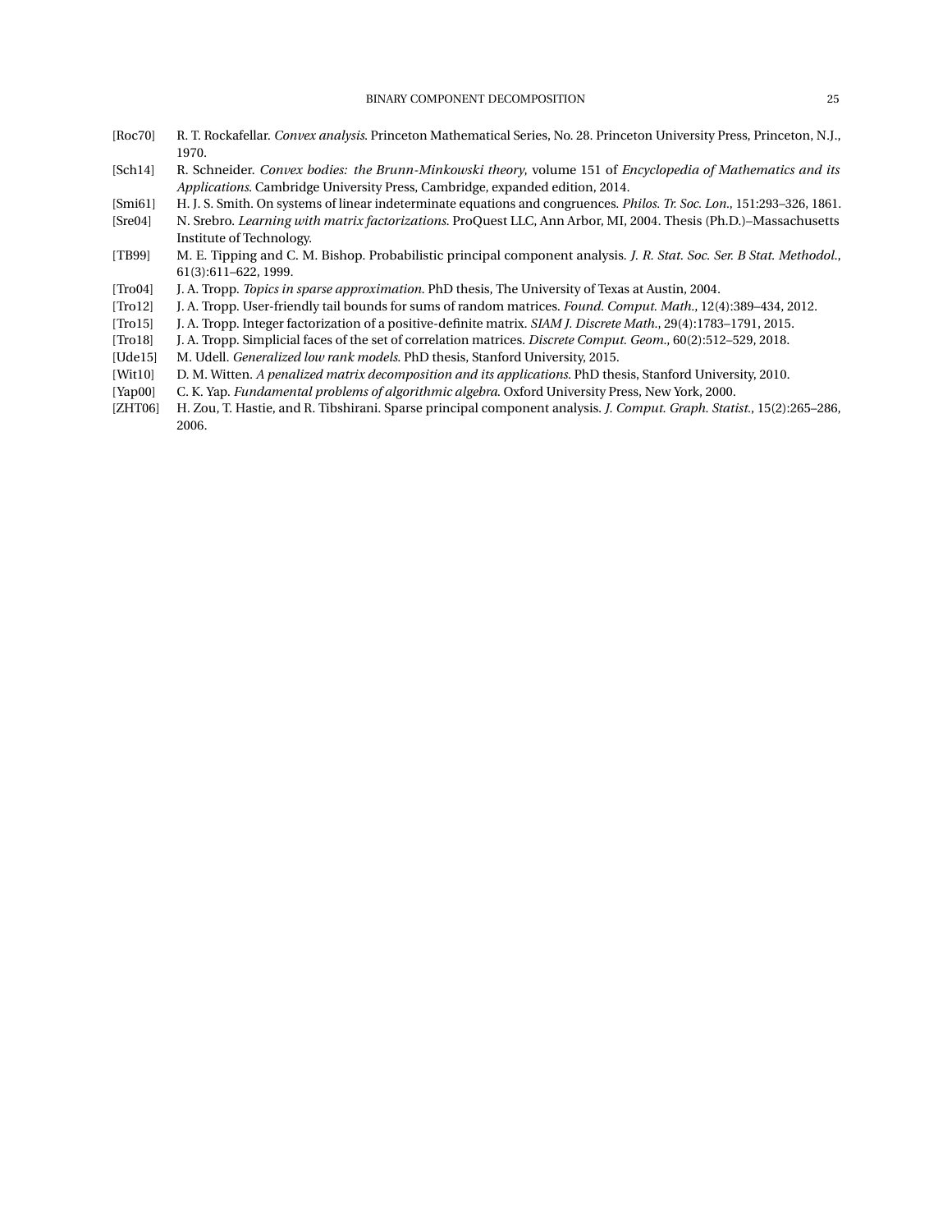[Roc70] R. T. Rockafellar. *Convex analysis*. Princeton Mathematical Series, No. 28. Princeton University Press, Princeton, N.J., 1970.

[Sch14] R. Schneider. *Convex bodies: the Brunn-Minkowski theory*, volume 151 of *Encyclopedia of Mathematics and its Applications*. Cambridge University Press, Cambridge, expanded edition, 2014.

[Smi61] H. J. S. Smith. On systems of linear indeterminate equations and congruences. *Philos. Tr. Soc. Lon.*, 151:293–326, 1861.

[Sre04] N. Srebro. *Learning with matrix factorizations*. ProQuest LLC, Ann Arbor, MI, 2004. Thesis (Ph.D.)–Massachusetts Institute of Technology.

[TB99] M. E. Tipping and C. M. Bishop. Probabilistic principal component analysis. *J. R. Stat. Soc. Ser. B Stat. Methodol.*, 61(3):611–622, 1999.

[Tro04] J. A. Tropp. *Topics in sparse approximation*. PhD thesis, The University of Texas at Austin, 2004.

[Tro12] J. A. Tropp. User-friendly tail bounds for sums of random matrices. *Found. Comput. Math.*, 12(4):389–434, 2012.

[Tro15] J. A. Tropp. Integer factorization of a positive-definite matrix. *SIAM J. Discrete Math.*, 29(4):1783–1791, 2015.

[Tro18] J. A. Tropp. Simplicial faces of the set of correlation matrices. *Discrete Comput. Geom.*, 60(2):512–529, 2018.

[Ude15] M. Udell. *Generalized low rank models*. PhD thesis, Stanford University, 2015.

[Wit10] D. M. Witten. *A penalized matrix decomposition and its applications*. PhD thesis, Stanford University, 2010.

[Yap00] C. K. Yap. *Fundamental problems of algorithmic algebra*. Oxford University Press, New York, 2000.

[ZHT06] H. Zou, T. Hastie, and R. Tibshirani. Sparse principal component analysis. *J. Comput. Graph. Statist.*, 15(2):265–286, 2006.